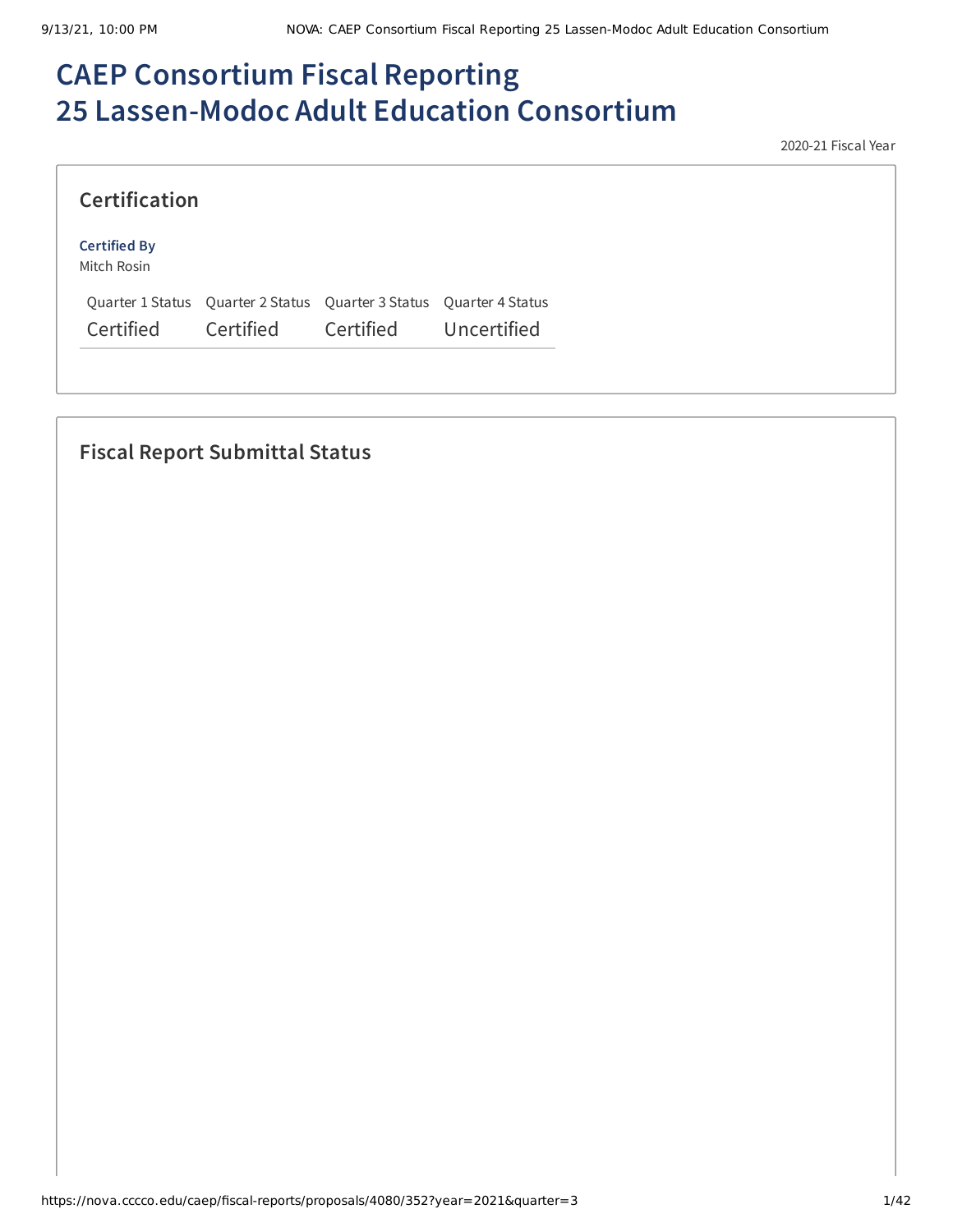# CAEP Consortium Fiscal Reporting
# 25 Lassen-Modoc Adult Education Consortium

2020-21 Fiscal Year

## Certification

**Certified By**
Mitch Rosin

| Quarter 1 Status | Quarter 2 Status | Quarter 3 Status | Quarter 4 Status |
|---|---|---|---|
| Certified | Certified | Certified | Uncertified |

## Fiscal Report Submittal Status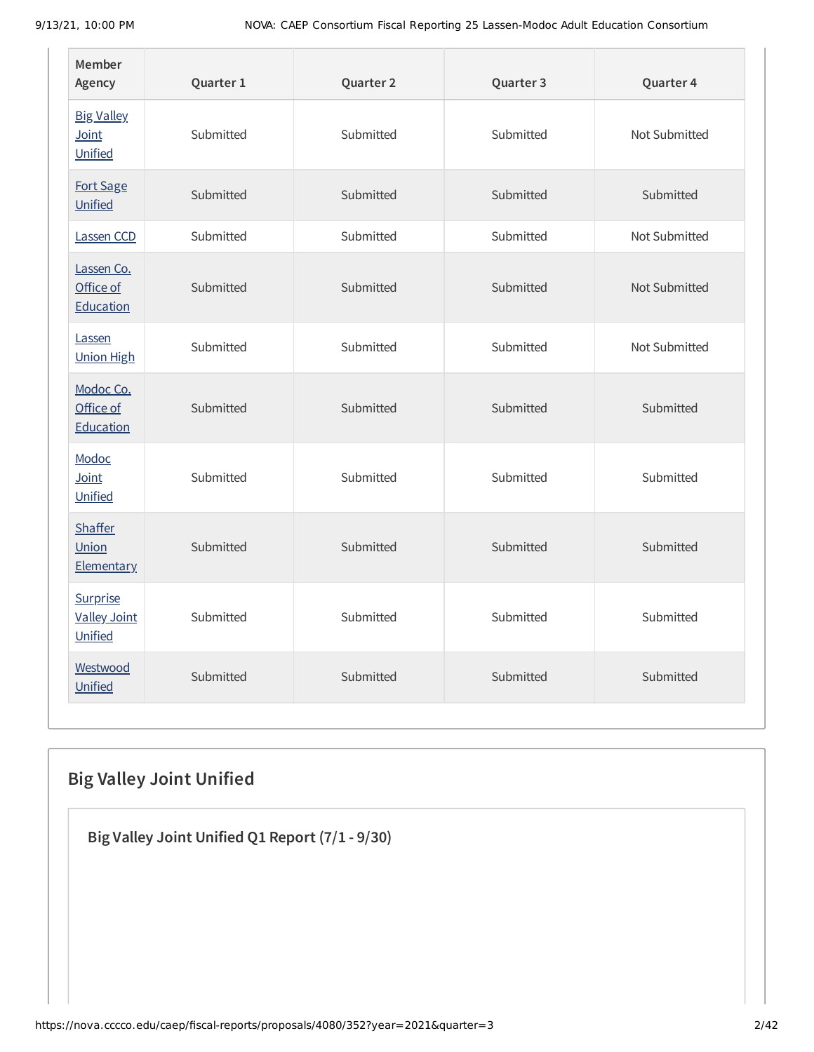| Member Agency | Quarter 1 | Quarter 2 | Quarter 3 | Quarter 4 |
|---|---|---|---|---|
| Big Valley Joint Unified | Submitted | Submitted | Submitted | Not Submitted |
| Fort Sage Unified | Submitted | Submitted | Submitted | Submitted |
| Lassen CCD | Submitted | Submitted | Submitted | Not Submitted |
| Lassen Co. Office of Education | Submitted | Submitted | Submitted | Not Submitted |
| Lassen Union High | Submitted | Submitted | Submitted | Not Submitted |
| Modoc Co. Office of Education | Submitted | Submitted | Submitted | Submitted |
| Modoc Joint Unified | Submitted | Submitted | Submitted | Submitted |
| Shaffer Union Elementary | Submitted | Submitted | Submitted | Submitted |
| Surprise Valley Joint Unified | Submitted | Submitted | Submitted | Submitted |
| Westwood Unified | Submitted | Submitted | Submitted | Submitted |

## Big Valley Joint Unified

### Big Valley Joint Unified Q1 Report (7/1 - 9/30)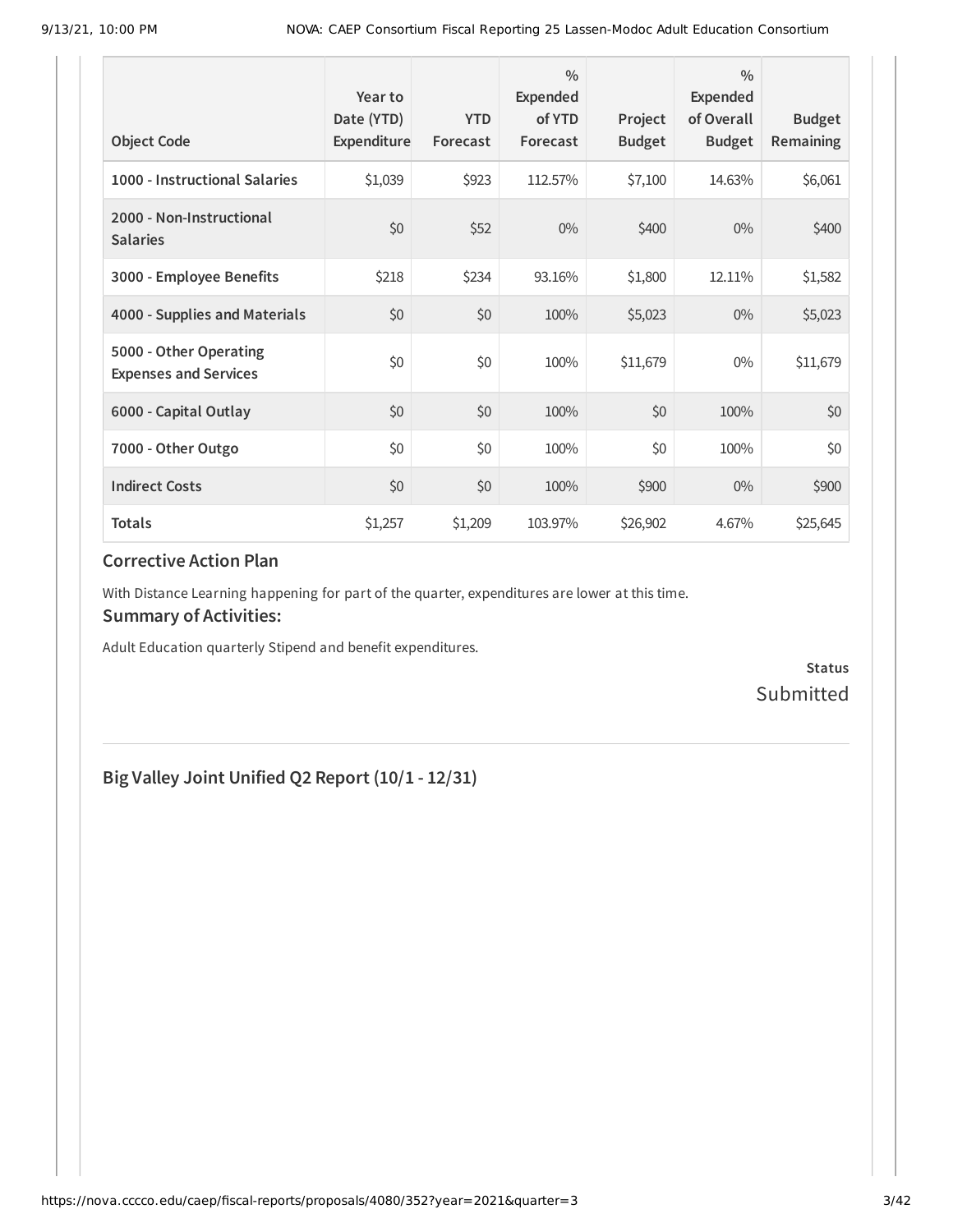| Object Code | Year to Date (YTD) Expenditure | YTD Forecast | % Expended of YTD Forecast | Project Budget | % Expended of Overall Budget | Budget Remaining |
| --- | --- | --- | --- | --- | --- | --- |
| 1000 - Instructional Salaries | $1,039 | $923 | 112.57% | $7,100 | 14.63% | $6,061 |
| 2000 - Non-Instructional Salaries | $0 | $52 | 0% | $400 | 0% | $400 |
| 3000 - Employee Benefits | $218 | $234 | 93.16% | $1,800 | 12.11% | $1,582 |
| 4000 - Supplies and Materials | $0 | $0 | 100% | $5,023 | 0% | $5,023 |
| 5000 - Other Operating Expenses and Services | $0 | $0 | 100% | $11,679 | 0% | $11,679 |
| 6000 - Capital Outlay | $0 | $0 | 100% | $0 | 100% | $0 |
| 7000 - Other Outgo | $0 | $0 | 100% | $0 | 100% | $0 |
| Indirect Costs | $0 | $0 | 100% | $900 | 0% | $900 |
| Totals | $1,257 | $1,209 | 103.97% | $26,902 | 4.67% | $25,645 |

### Corrective Action Plan

With Distance Learning happening for part of the quarter, expenditures are lower at this time.

### Summary of Activities:

Adult Education quarterly Stipend and benefit expenditures.

**Status**

Submitted

## Big Valley Joint Unified Q2 Report (10/1 - 12/31)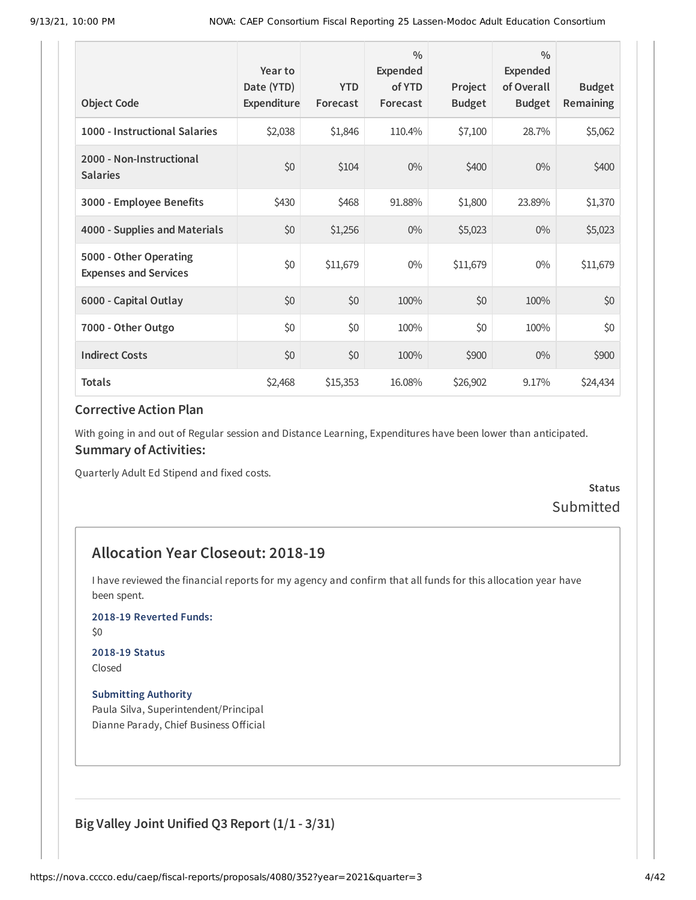| Object Code | Year to Date (YTD) Expenditure | YTD Forecast | % Expended of YTD Forecast | Project Budget | % Expended of Overall Budget | Budget Remaining |
|---|---|---|---|---|---|---|
| 1000 - Instructional Salaries | $2,038 | $1,846 | 110.4% | $7,100 | 28.7% | $5,062 |
| 2000 - Non-Instructional Salaries | $0 | $104 | 0% | $400 | 0% | $400 |
| 3000 - Employee Benefits | $430 | $468 | 91.88% | $1,800 | 23.89% | $1,370 |
| 4000 - Supplies and Materials | $0 | $1,256 | 0% | $5,023 | 0% | $5,023 |
| 5000 - Other Operating Expenses and Services | $0 | $11,679 | 0% | $11,679 | 0% | $11,679 |
| 6000 - Capital Outlay | $0 | $0 | 100% | $0 | 100% | $0 |
| 7000 - Other Outgo | $0 | $0 | 100% | $0 | 100% | $0 |
| Indirect Costs | $0 | $0 | 100% | $900 | 0% | $900 |
| Totals | $2,468 | $15,353 | 16.08% | $26,902 | 9.17% | $24,434 |

### Corrective Action Plan

With going in and out of Regular session and Distance Learning, Expenditures have been lower than anticipated.

### Summary of Activities:

Quarterly Adult Ed Stipend and fixed costs.

**Status**

Submitted

## Allocation Year Closeout: 2018-19

I have reviewed the financial reports for my agency and confirm that all funds for this allocation year have been spent.

**2018-19 Reverted Funds:**

$0

**2018-19 Status**

Closed

**Submitting Authority**

Paula Silva, Superintendent/Principal
Dianne Parady, Chief Business Official

---

### Big Valley Joint Unified Q3 Report (1/1 - 3/31)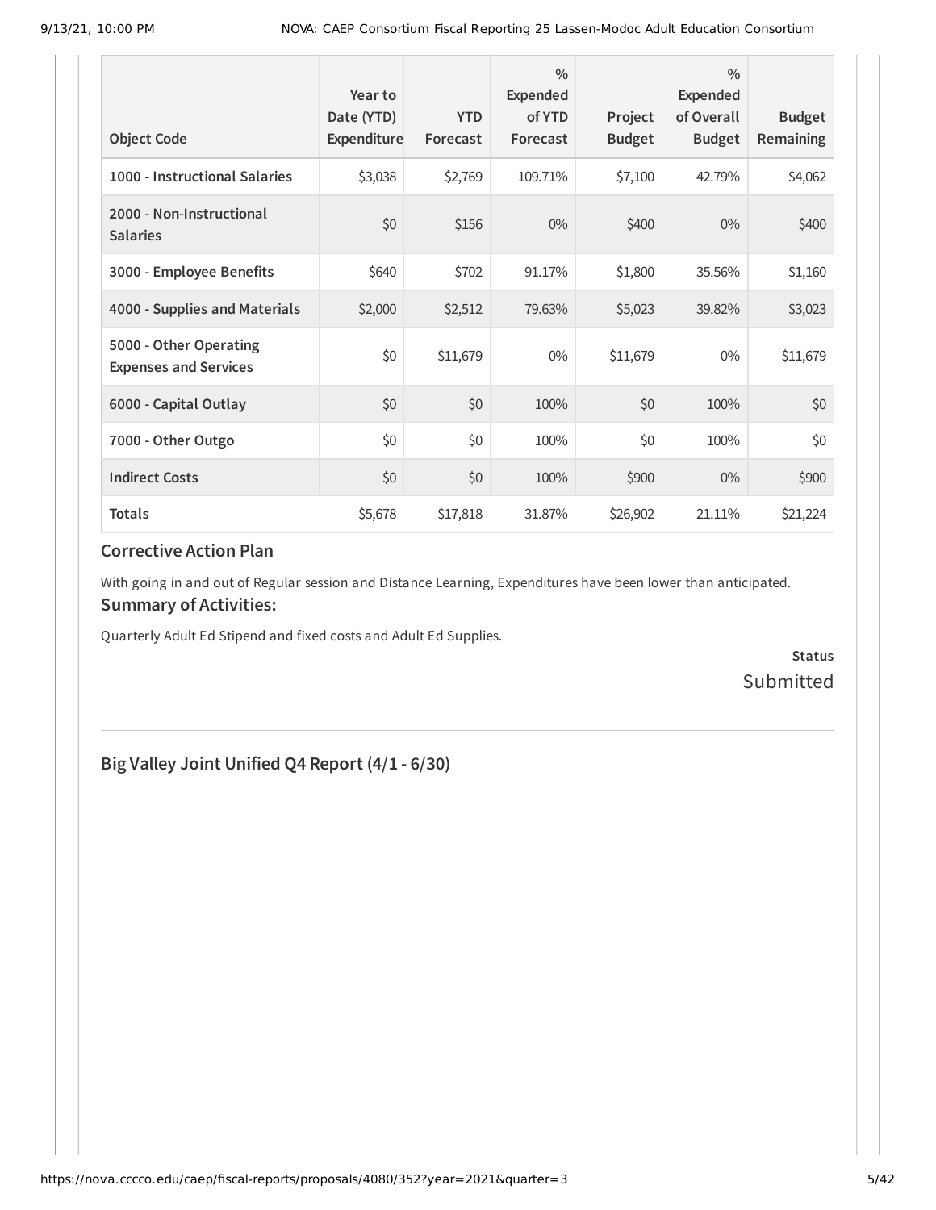| Object Code | Year to Date (YTD) Expenditure | YTD Forecast | % Expended of YTD Forecast | Project Budget | % Expended of Overall Budget | Budget Remaining |
|---|---|---|---|---|---|---|
| 1000 - Instructional Salaries | $3,038 | $2,769 | 109.71% | $7,100 | 42.79% | $4,062 |
| 2000 - Non-Instructional Salaries | $0 | $156 | 0% | $400 | 0% | $400 |
| 3000 - Employee Benefits | $640 | $702 | 91.17% | $1,800 | 35.56% | $1,160 |
| 4000 - Supplies and Materials | $2,000 | $2,512 | 79.63% | $5,023 | 39.82% | $3,023 |
| 5000 - Other Operating Expenses and Services | $0 | $11,679 | 0% | $11,679 | 0% | $11,679 |
| 6000 - Capital Outlay | $0 | $0 | 100% | $0 | 100% | $0 |
| 7000 - Other Outgo | $0 | $0 | 100% | $0 | 100% | $0 |
| Indirect Costs | $0 | $0 | 100% | $900 | 0% | $900 |
| **Totals** | $5,678 | $17,818 | 31.87% | $26,902 | 21.11% | $21,224 |

### Corrective Action Plan

With going in and out of Regular session and Distance Learning, Expenditures have been lower than anticipated.

### Summary of Activities:

Quarterly Adult Ed Stipend and fixed costs and Adult Ed Supplies.

**Status**

Submitted

---

## Big Valley Joint Unified Q4 Report (4/1 - 6/30)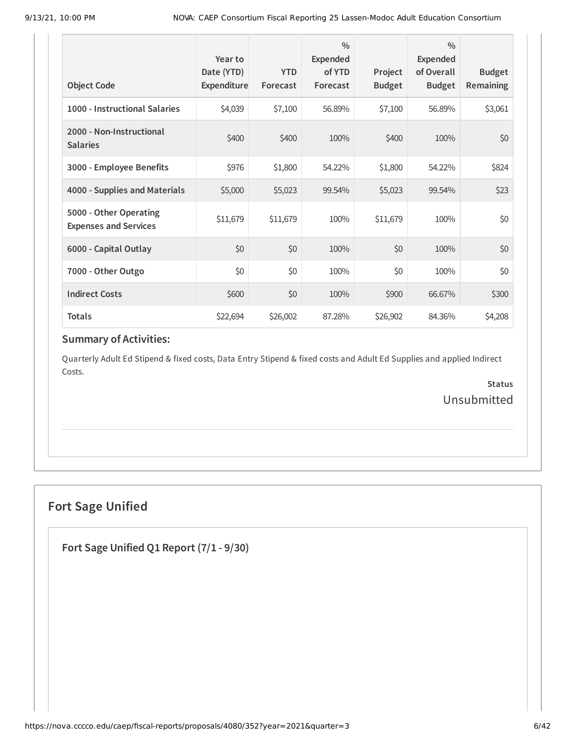| Object Code | Year to Date (YTD) Expenditure | YTD Forecast | % Expended of YTD Forecast | Project Budget | % Expended of Overall Budget | Budget Remaining |
|---|---|---|---|---|---|---|
| 1000 - Instructional Salaries | $4,039 | $7,100 | 56.89% | $7,100 | 56.89% | $3,061 |
| 2000 - Non-Instructional Salaries | $400 | $400 | 100% | $400 | 100% | $0 |
| 3000 - Employee Benefits | $976 | $1,800 | 54.22% | $1,800 | 54.22% | $824 |
| 4000 - Supplies and Materials | $5,000 | $5,023 | 99.54% | $5,023 | 99.54% | $23 |
| 5000 - Other Operating Expenses and Services | $11,679 | $11,679 | 100% | $11,679 | 100% | $0 |
| 6000 - Capital Outlay | $0 | $0 | 100% | $0 | 100% | $0 |
| 7000 - Other Outgo | $0 | $0 | 100% | $0 | 100% | $0 |
| Indirect Costs | $600 | $0 | 100% | $900 | 66.67% | $300 |
| Totals | $22,694 | $26,002 | 87.28% | $26,902 | 84.36% | $4,208 |

### Summary of Activities:

Quarterly Adult Ed Stipend & fixed costs, Data Entry Stipend & fixed costs and Adult Ed Supplies and applied Indirect Costs.

**Status**

Unsubmitted

## Fort Sage Unified

### Fort Sage Unified Q1 Report (7/1 - 9/30)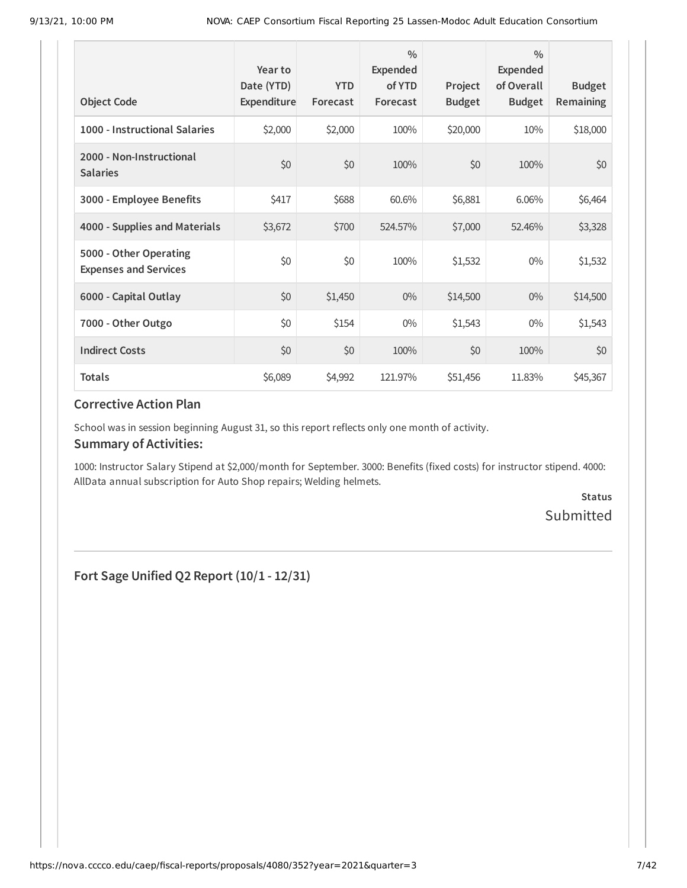| Object Code | Year to Date (YTD) Expenditure | YTD Forecast | % Expended of YTD Forecast | Project Budget | % Expended of Overall Budget | Budget Remaining |
|---|---|---|---|---|---|---|
| **1000 - Instructional Salaries** | $2,000 | $2,000 | 100% | $20,000 | 10% | $18,000 |
| **2000 - Non-Instructional Salaries** | $0 | $0 | 100% | $0 | 100% | $0 |
| **3000 - Employee Benefits** | $417 | $688 | 60.6% | $6,881 | 6.06% | $6,464 |
| **4000 - Supplies and Materials** | $3,672 | $700 | 524.57% | $7,000 | 52.46% | $3,328 |
| **5000 - Other Operating Expenses and Services** | $0 | $0 | 100% | $1,532 | 0% | $1,532 |
| **6000 - Capital Outlay** | $0 | $1,450 | 0% | $14,500 | 0% | $14,500 |
| **7000 - Other Outgo** | $0 | $154 | 0% | $1,543 | 0% | $1,543 |
| **Indirect Costs** | $0 | $0 | 100% | $0 | 100% | $0 |
| **Totals** | $6,089 | $4,992 | 121.97% | $51,456 | 11.83% | $45,367 |

### Corrective Action Plan

School was in session beginning August 31, so this report reflects only one month of activity.

### Summary of Activities:

1000: Instructor Salary Stipend at $2,000/month for September. 3000: Benefits (fixed costs) for instructor stipend. 4000: AllData annual subscription for Auto Shop repairs; Welding helmets.

**Status**

Submitted

## Fort Sage Unified Q2 Report (10/1 - 12/31)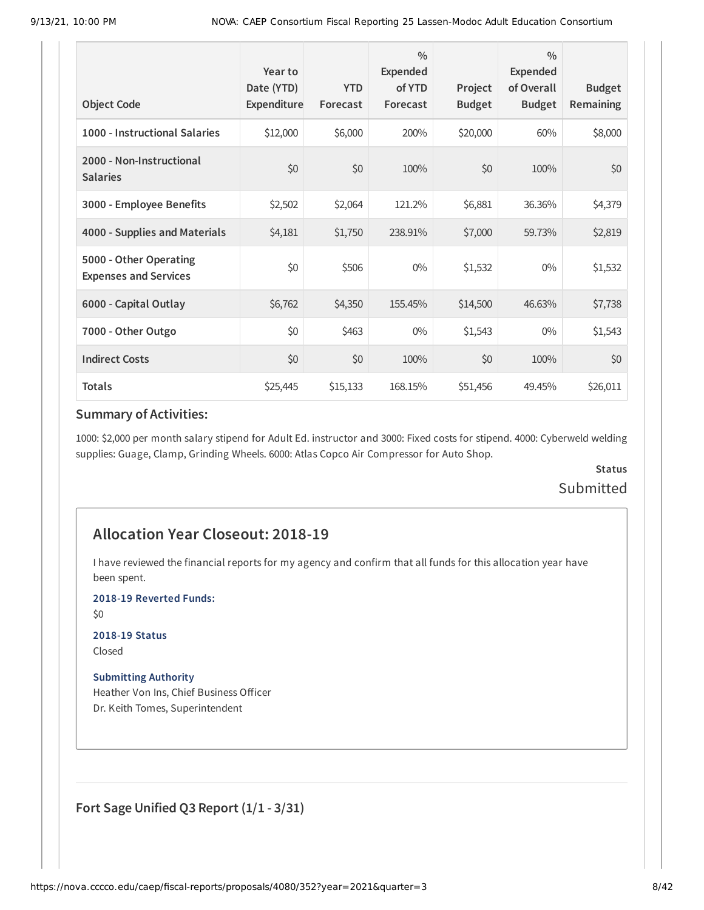| Object Code | Year to Date (YTD) Expenditure | YTD Forecast | % Expended of YTD Forecast | Project Budget | % Expended of Overall Budget | Budget Remaining |
|---|---|---|---|---|---|---|
| 1000 - Instructional Salaries | $12,000 | $6,000 | 200% | $20,000 | 60% | $8,000 |
| 2000 - Non-Instructional Salaries | $0 | $0 | 100% | $0 | 100% | $0 |
| 3000 - Employee Benefits | $2,502 | $2,064 | 121.2% | $6,881 | 36.36% | $4,379 |
| 4000 - Supplies and Materials | $4,181 | $1,750 | 238.91% | $7,000 | 59.73% | $2,819 |
| 5000 - Other Operating Expenses and Services | $0 | $506 | 0% | $1,532 | 0% | $1,532 |
| 6000 - Capital Outlay | $6,762 | $4,350 | 155.45% | $14,500 | 46.63% | $7,738 |
| 7000 - Other Outgo | $0 | $463 | 0% | $1,543 | 0% | $1,543 |
| Indirect Costs | $0 | $0 | 100% | $0 | 100% | $0 |
| Totals | $25,445 | $15,133 | 168.15% | $51,456 | 49.45% | $26,011 |

### Summary of Activities:

1000: $2,000 per month salary stipend for Adult Ed. instructor and 3000: Fixed costs for stipend. 4000: Cyberweld welding supplies: Guage, Clamp, Grinding Wheels. 6000: Atlas Copco Air Compressor for Auto Shop.

**Status**

Submitted

## Allocation Year Closeout: 2018-19

I have reviewed the financial reports for my agency and confirm that all funds for this allocation year have been spent.

**2018-19 Reverted Funds:**

$0

**2018-19 Status**

Closed

**Submitting Authority**

Heather Von Ins, Chief Business Officer
Dr. Keith Tomes, Superintendent

### Fort Sage Unified Q3 Report (1/1 - 3/31)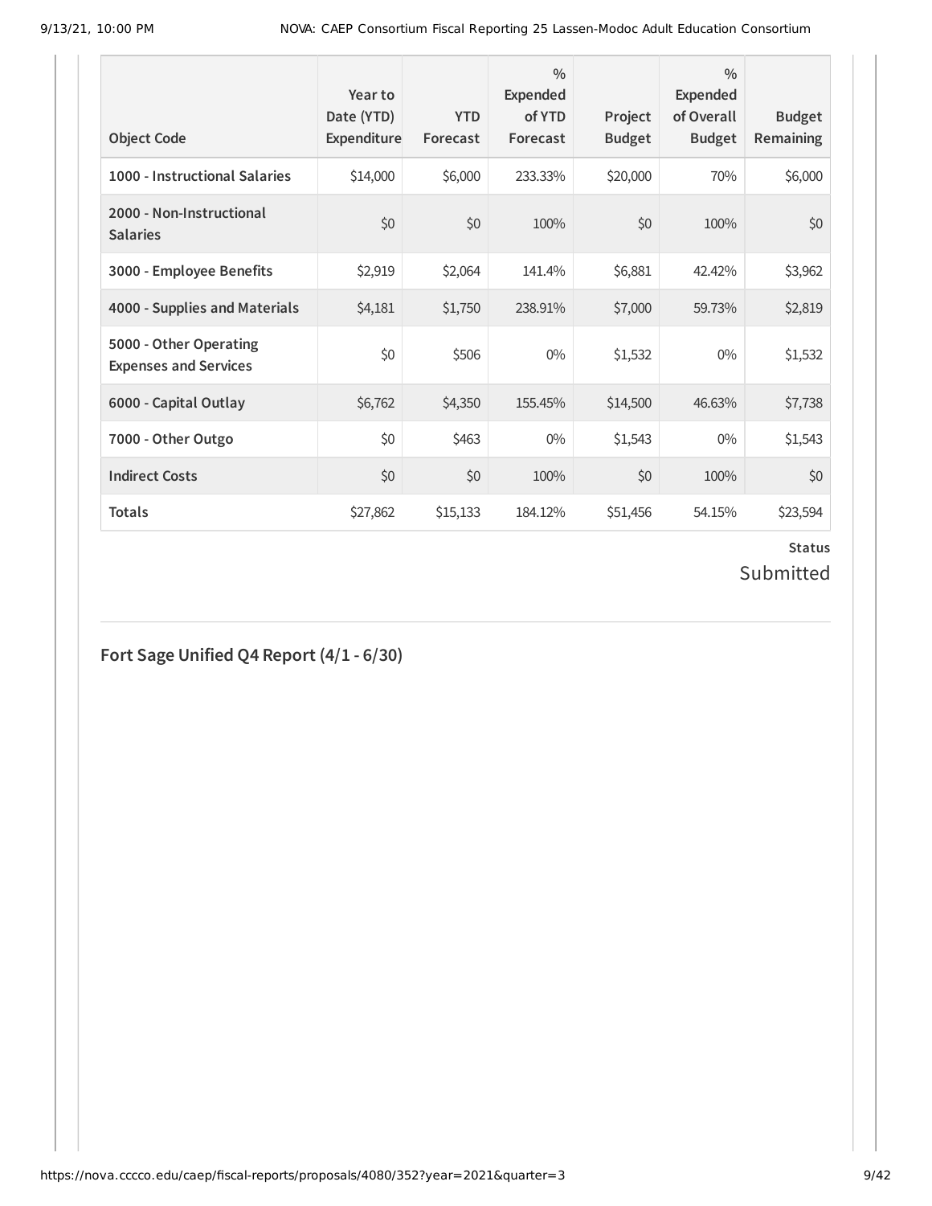| Object Code | Year to Date (YTD) Expenditure | YTD Forecast | % Expended of YTD Forecast | Project Budget | % Expended of Overall Budget | Budget Remaining |
|---|---|---|---|---|---|---|
| 1000 - Instructional Salaries | $14,000 | $6,000 | 233.33% | $20,000 | 70% | $6,000 |
| 2000 - Non-Instructional Salaries | $0 | $0 | 100% | $0 | 100% | $0 |
| 3000 - Employee Benefits | $2,919 | $2,064 | 141.4% | $6,881 | 42.42% | $3,962 |
| 4000 - Supplies and Materials | $4,181 | $1,750 | 238.91% | $7,000 | 59.73% | $2,819 |
| 5000 - Other Operating Expenses and Services | $0 | $506 | 0% | $1,532 | 0% | $1,532 |
| 6000 - Capital Outlay | $6,762 | $4,350 | 155.45% | $14,500 | 46.63% | $7,738 |
| 7000 - Other Outgo | $0 | $463 | 0% | $1,543 | 0% | $1,543 |
| Indirect Costs | $0 | $0 | 100% | $0 | 100% | $0 |
| Totals | $27,862 | $15,133 | 184.12% | $51,456 | 54.15% | $23,594 |

**Status**

Submitted

## Fort Sage Unified Q4 Report (4/1 - 6/30)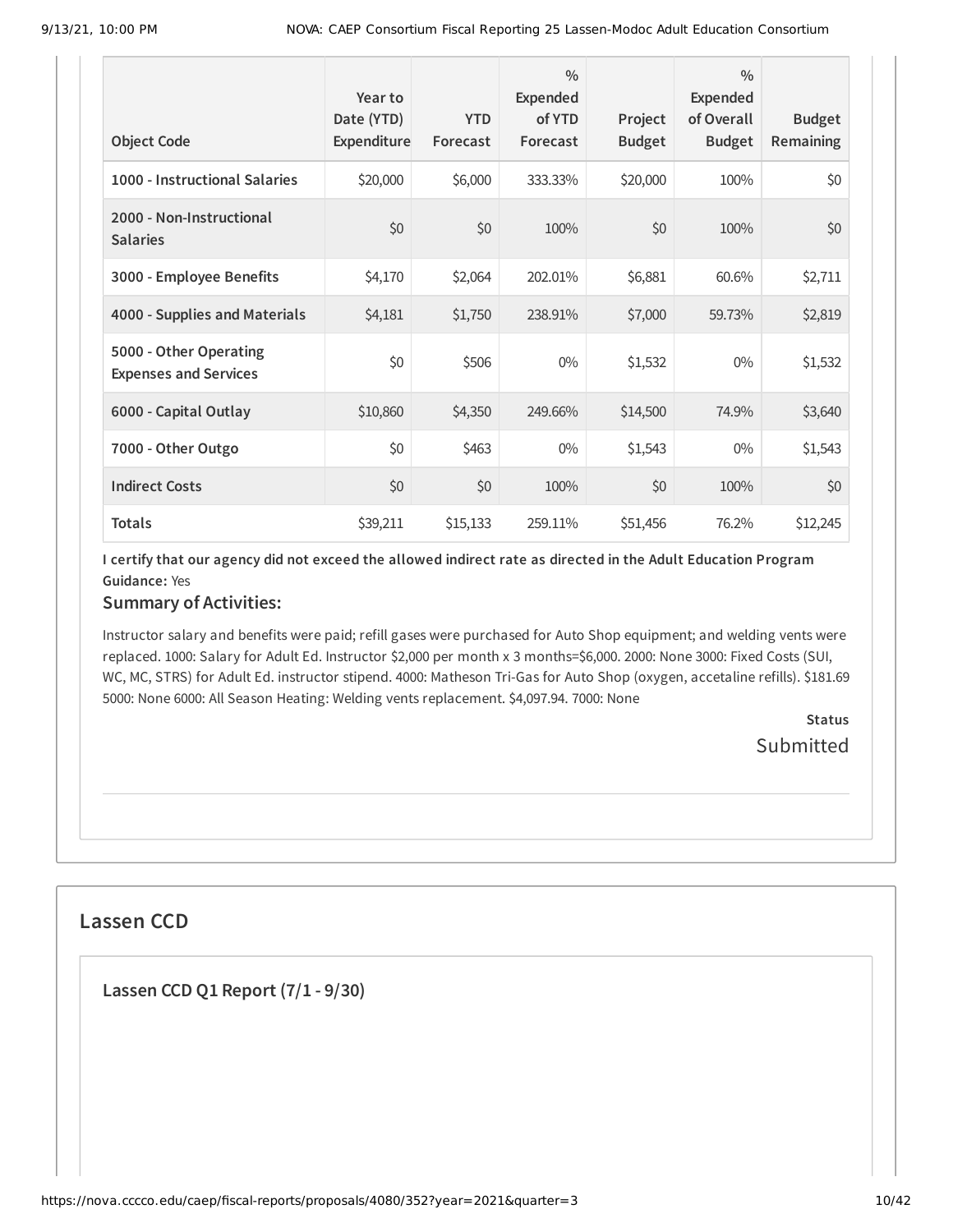| Object Code | Year to Date (YTD) Expenditure | YTD Forecast | % Expended of YTD Forecast | Project Budget | % Expended of Overall Budget | Budget Remaining |
|---|---|---|---|---|---|---|
| 1000 - Instructional Salaries | $20,000 | $6,000 | 333.33% | $20,000 | 100% | $0 |
| 2000 - Non-Instructional Salaries | $0 | $0 | 100% | $0 | 100% | $0 |
| 3000 - Employee Benefits | $4,170 | $2,064 | 202.01% | $6,881 | 60.6% | $2,711 |
| 4000 - Supplies and Materials | $4,181 | $1,750 | 238.91% | $7,000 | 59.73% | $2,819 |
| 5000 - Other Operating Expenses and Services | $0 | $506 | 0% | $1,532 | 0% | $1,532 |
| 6000 - Capital Outlay | $10,860 | $4,350 | 249.66% | $14,500 | 74.9% | $3,640 |
| 7000 - Other Outgo | $0 | $463 | 0% | $1,543 | 0% | $1,543 |
| Indirect Costs | $0 | $0 | 100% | $0 | 100% | $0 |
| **Totals** | $39,211 | $15,133 | 259.11% | $51,456 | 76.2% | $12,245 |

**I certify that our agency did not exceed the allowed indirect rate as directed in the Adult Education Program Guidance:** Yes

### Summary of Activities:

Instructor salary and benefits were paid; refill gases were purchased for Auto Shop equipment; and welding vents were replaced. 1000: Salary for Adult Ed. Instructor $2,000 per month x 3 months=$6,000. 2000: None 3000: Fixed Costs (SUI, WC, MC, STRS) for Adult Ed. instructor stipend. 4000: Matheson Tri-Gas for Auto Shop (oxygen, accetaline refills). $181.69 5000: None 6000: All Season Heating: Welding vents replacement. $4,097.94. 7000: None

**Status**

Submitted

## Lassen CCD

### Lassen CCD Q1 Report (7/1 - 9/30)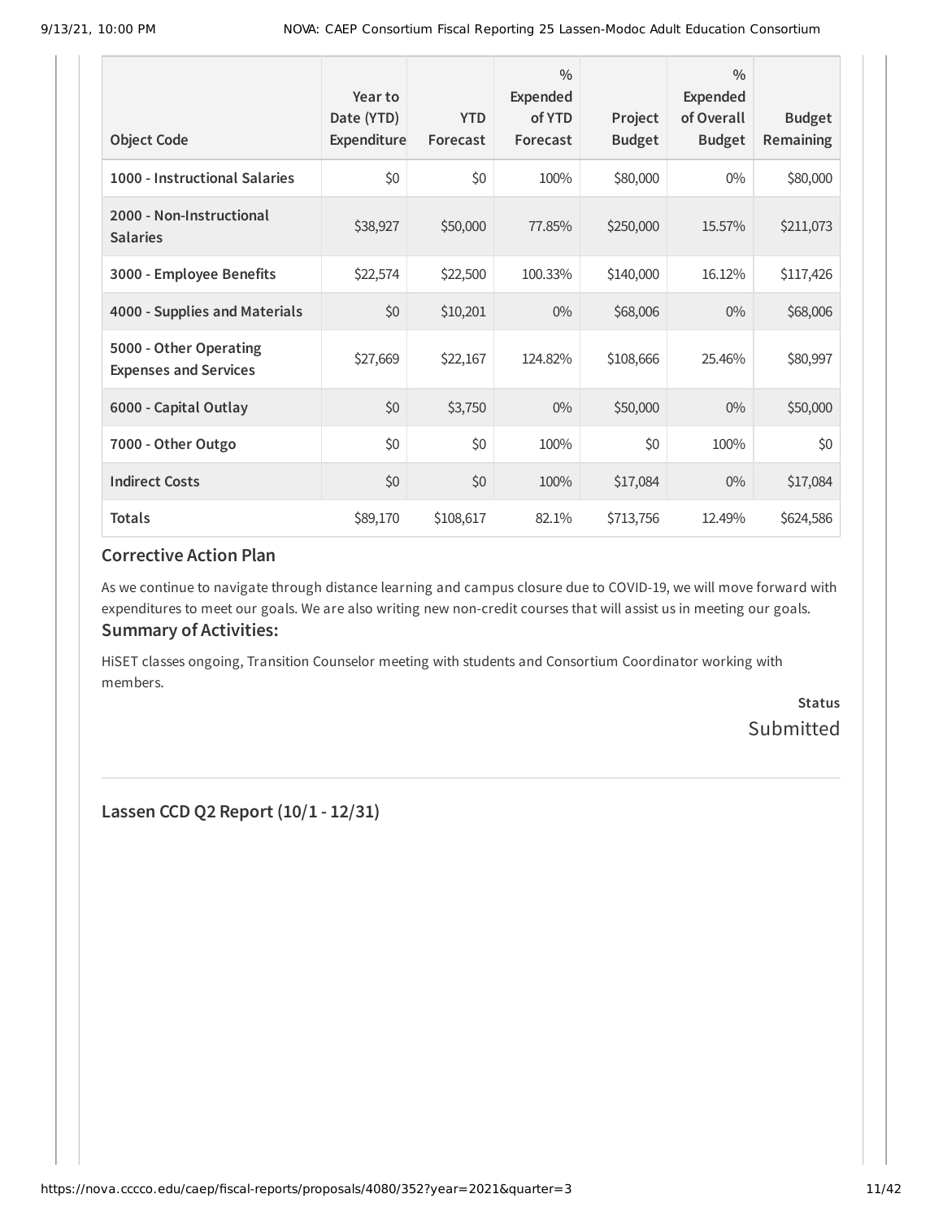| Object Code | Year to Date (YTD) Expenditure | YTD Forecast | % Expended of YTD Forecast | Project Budget | % Expended of Overall Budget | Budget Remaining |
|---|---|---|---|---|---|---|
| 1000 - Instructional Salaries | $0 | $0 | 100% | $80,000 | 0% | $80,000 |
| 2000 - Non-Instructional Salaries | $38,927 | $50,000 | 77.85% | $250,000 | 15.57% | $211,073 |
| 3000 - Employee Benefits | $22,574 | $22,500 | 100.33% | $140,000 | 16.12% | $117,426 |
| 4000 - Supplies and Materials | $0 | $10,201 | 0% | $68,006 | 0% | $68,006 |
| 5000 - Other Operating Expenses and Services | $27,669 | $22,167 | 124.82% | $108,666 | 25.46% | $80,997 |
| 6000 - Capital Outlay | $0 | $3,750 | 0% | $50,000 | 0% | $50,000 |
| 7000 - Other Outgo | $0 | $0 | 100% | $0 | 100% | $0 |
| Indirect Costs | $0 | $0 | 100% | $17,084 | 0% | $17,084 |
| **Totals** | $89,170 | $108,617 | 82.1% | $713,756 | 12.49% | $624,586 |

### Corrective Action Plan

As we continue to navigate through distance learning and campus closure due to COVID-19, we will move forward with expenditures to meet our goals. We are also writing new non-credit courses that will assist us in meeting our goals.

### Summary of Activities:

HiSET classes ongoing, Transition Counselor meeting with students and Consortium Coordinator working with members.

**Status**
Submitted

---

## Lassen CCD Q2 Report (10/1 - 12/31)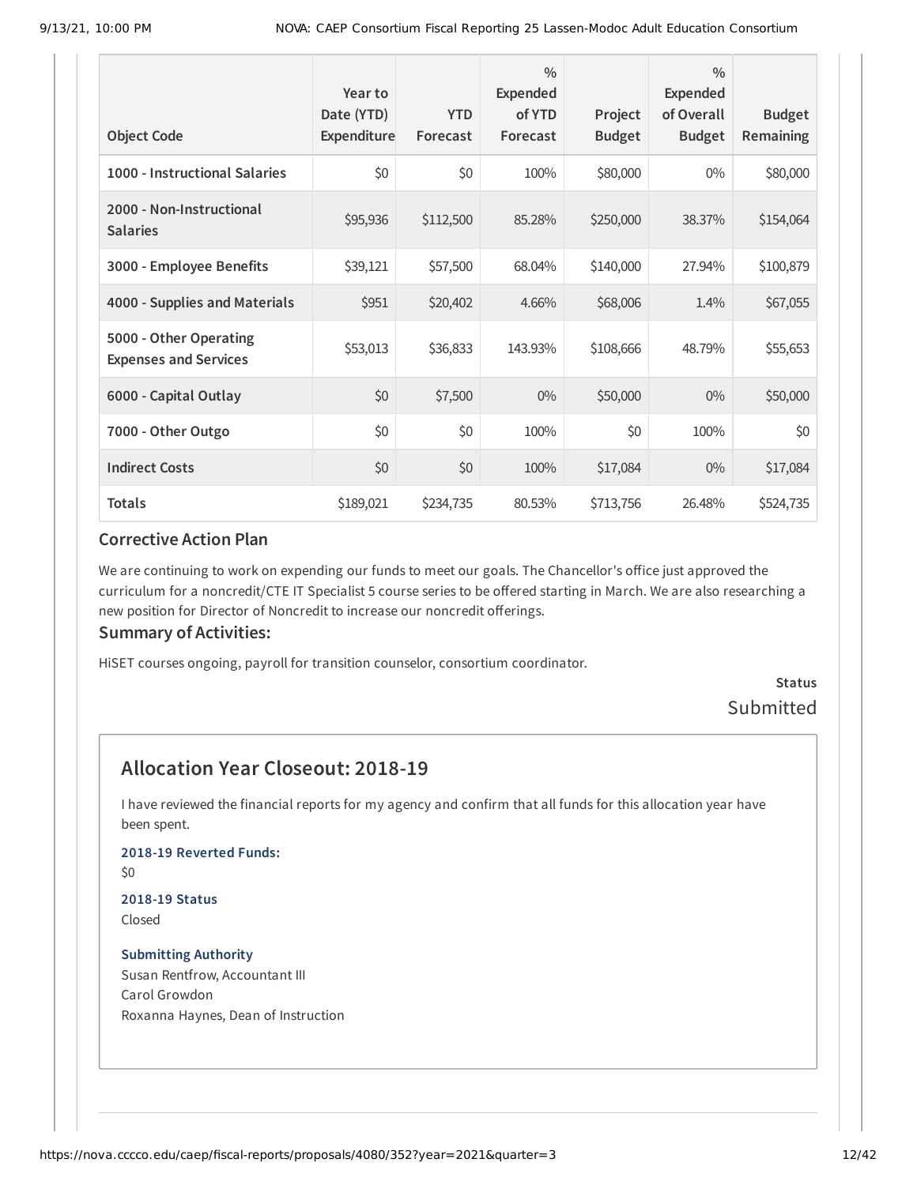| Object Code | Year to Date (YTD) Expenditure | YTD Forecast | % Expended of YTD Forecast | Project Budget | % Expended of Overall Budget | Budget Remaining |
|---|---|---|---|---|---|---|
| 1000 - Instructional Salaries | $0 | $0 | 100% | $80,000 | 0% | $80,000 |
| 2000 - Non-Instructional Salaries | $95,936 | $112,500 | 85.28% | $250,000 | 38.37% | $154,064 |
| 3000 - Employee Benefits | $39,121 | $57,500 | 68.04% | $140,000 | 27.94% | $100,879 |
| 4000 - Supplies and Materials | $951 | $20,402 | 4.66% | $68,006 | 1.4% | $67,055 |
| 5000 - Other Operating Expenses and Services | $53,013 | $36,833 | 143.93% | $108,666 | 48.79% | $55,653 |
| 6000 - Capital Outlay | $0 | $7,500 | 0% | $50,000 | 0% | $50,000 |
| 7000 - Other Outgo | $0 | $0 | 100% | $0 | 100% | $0 |
| Indirect Costs | $0 | $0 | 100% | $17,084 | 0% | $17,084 |
| Totals | $189,021 | $234,735 | 80.53% | $713,756 | 26.48% | $524,735 |

### Corrective Action Plan

We are continuing to work on expending our funds to meet our goals. The Chancellor's office just approved the curriculum for a noncredit/CTE IT Specialist 5 course series to be offered starting in March. We are also researching a new position for Director of Noncredit to increase our noncredit offerings.

### Summary of Activities:

HiSET courses ongoing, payroll for transition counselor, consortium coordinator.

**Status**

Submitted

## Allocation Year Closeout: 2018-19

I have reviewed the financial reports for my agency and confirm that all funds for this allocation year have been spent.

**2018-19 Reverted Funds:**

$0

**2018-19 Status**

Closed

**Submitting Authority**

Susan Rentfrow, Accountant III

Carol Growdon

Roxanna Haynes, Dean of Instruction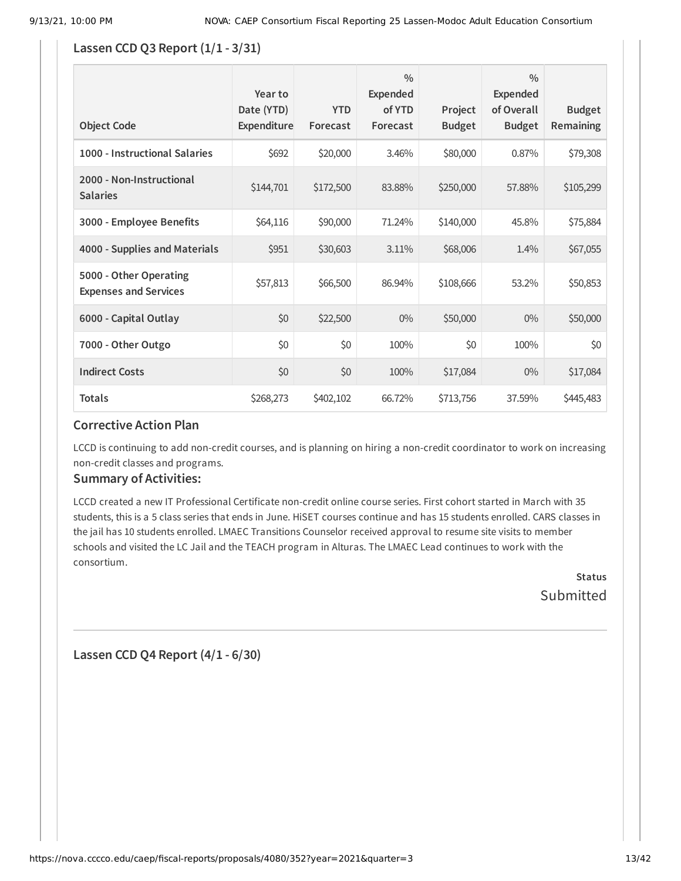## Lassen CCD Q3 Report (1/1 - 3/31)

| Object Code | Year to Date (YTD) Expenditure | YTD Forecast | % Expended of YTD Forecast | Project Budget | % Expended of Overall Budget | Budget Remaining |
|---|---|---|---|---|---|---|
| 1000 - Instructional Salaries | $692 | $20,000 | 3.46% | $80,000 | 0.87% | $79,308 |
| 2000 - Non-Instructional Salaries | $144,701 | $172,500 | 83.88% | $250,000 | 57.88% | $105,299 |
| 3000 - Employee Benefits | $64,116 | $90,000 | 71.24% | $140,000 | 45.8% | $75,884 |
| 4000 - Supplies and Materials | $951 | $30,603 | 3.11% | $68,006 | 1.4% | $67,055 |
| 5000 - Other Operating Expenses and Services | $57,813 | $66,500 | 86.94% | $108,666 | 53.2% | $50,853 |
| 6000 - Capital Outlay | $0 | $22,500 | 0% | $50,000 | 0% | $50,000 |
| 7000 - Other Outgo | $0 | $0 | 100% | $0 | 100% | $0 |
| Indirect Costs | $0 | $0 | 100% | $17,084 | 0% | $17,084 |
| Totals | $268,273 | $402,102 | 66.72% | $713,756 | 37.59% | $445,483 |

### Corrective Action Plan

LCCD is continuing to add non-credit courses, and is planning on hiring a non-credit coordinator to work on increasing non-credit classes and programs.

### Summary of Activities:

LCCD created a new IT Professional Certificate non-credit online course series. First cohort started in March with 35 students, this is a 5 class series that ends in June. HiSET courses continue and has 15 students enrolled. CARS classes in the jail has 10 students enrolled. LMAEC Transitions Counselor received approval to resume site visits to member schools and visited the LC Jail and the TEACH program in Alturas. The LMAEC Lead continues to work with the consortium.

**Status**

Submitted

---

## Lassen CCD Q4 Report (4/1 - 6/30)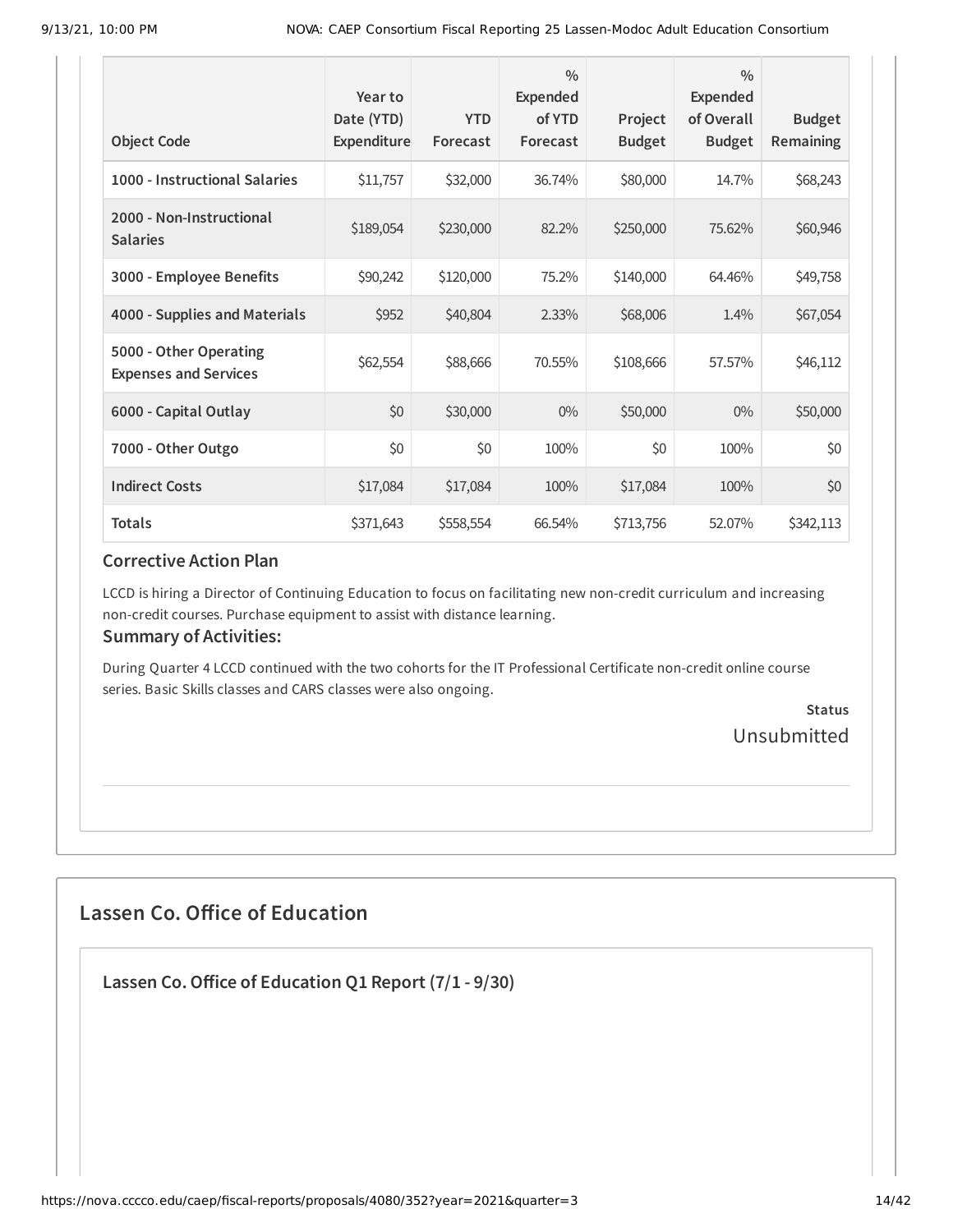| Object Code | Year to Date (YTD) Expenditure | YTD Forecast | % Expended of YTD Forecast | Project Budget | % Expended of Overall Budget | Budget Remaining |
|---|---|---|---|---|---|---|
| 1000 - Instructional Salaries | $11,757 | $32,000 | 36.74% | $80,000 | 14.7% | $68,243 |
| 2000 - Non-Instructional Salaries | $189,054 | $230,000 | 82.2% | $250,000 | 75.62% | $60,946 |
| 3000 - Employee Benefits | $90,242 | $120,000 | 75.2% | $140,000 | 64.46% | $49,758 |
| 4000 - Supplies and Materials | $952 | $40,804 | 2.33% | $68,006 | 1.4% | $67,054 |
| 5000 - Other Operating Expenses and Services | $62,554 | $88,666 | 70.55% | $108,666 | 57.57% | $46,112 |
| 6000 - Capital Outlay | $0 | $30,000 | 0% | $50,000 | 0% | $50,000 |
| 7000 - Other Outgo | $0 | $0 | 100% | $0 | 100% | $0 |
| Indirect Costs | $17,084 | $17,084 | 100% | $17,084 | 100% | $0 |
| Totals | $371,643 | $558,554 | 66.54% | $713,756 | 52.07% | $342,113 |

### Corrective Action Plan

LCCD is hiring a Director of Continuing Education to focus on facilitating new non-credit curriculum and increasing non-credit courses. Purchase equipment to assist with distance learning.

### Summary of Activities:

During Quarter 4 LCCD continued with the two cohorts for the IT Professional Certificate non-credit online course series. Basic Skills classes and CARS classes were also ongoing.

Status

Unsubmitted

## Lassen Co. Office of Education

### Lassen Co. Office of Education Q1 Report (7/1 - 9/30)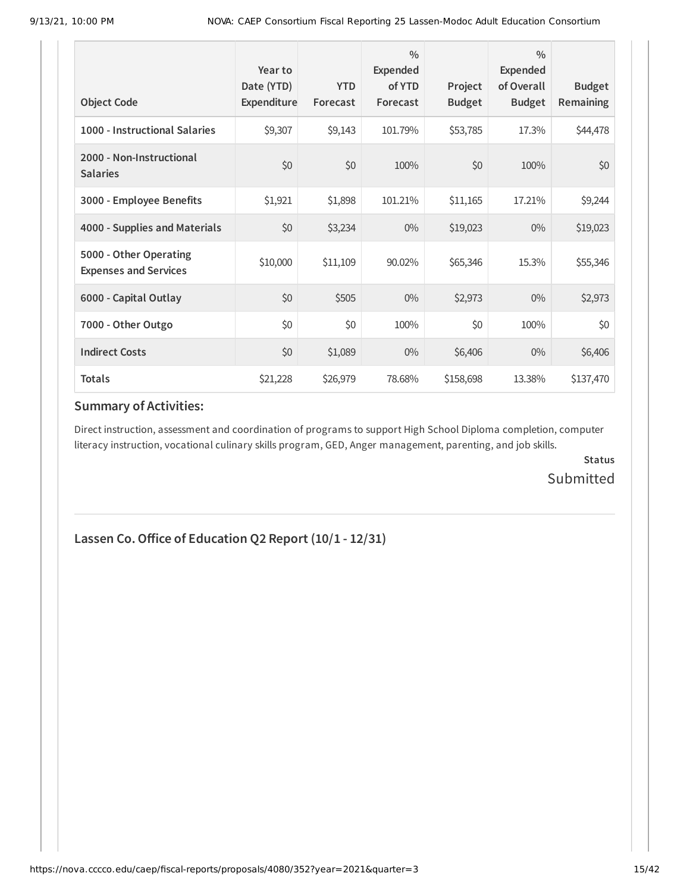| Object Code | Year to Date (YTD) Expenditure | YTD Forecast | % Expended of YTD Forecast | Project Budget | % Expended of Overall Budget | Budget Remaining |
|---|---|---|---|---|---|---|
| 1000 - Instructional Salaries | $9,307 | $9,143 | 101.79% | $53,785 | 17.3% | $44,478 |
| 2000 - Non-Instructional Salaries | $0 | $0 | 100% | $0 | 100% | $0 |
| 3000 - Employee Benefits | $1,921 | $1,898 | 101.21% | $11,165 | 17.21% | $9,244 |
| 4000 - Supplies and Materials | $0 | $3,234 | 0% | $19,023 | 0% | $19,023 |
| 5000 - Other Operating Expenses and Services | $10,000 | $11,109 | 90.02% | $65,346 | 15.3% | $55,346 |
| 6000 - Capital Outlay | $0 | $505 | 0% | $2,973 | 0% | $2,973 |
| 7000 - Other Outgo | $0 | $0 | 100% | $0 | 100% | $0 |
| Indirect Costs | $0 | $1,089 | 0% | $6,406 | 0% | $6,406 |
| **Totals** | $21,228 | $26,979 | 78.68% | $158,698 | 13.38% | $137,470 |

### Summary of Activities:

Direct instruction, assessment and coordination of programs to support High School Diploma completion, computer literacy instruction, vocational culinary skills program, GED, Anger management, parenting, and job skills.

**Status**

Submitted

## Lassen Co. Office of Education Q2 Report (10/1 - 12/31)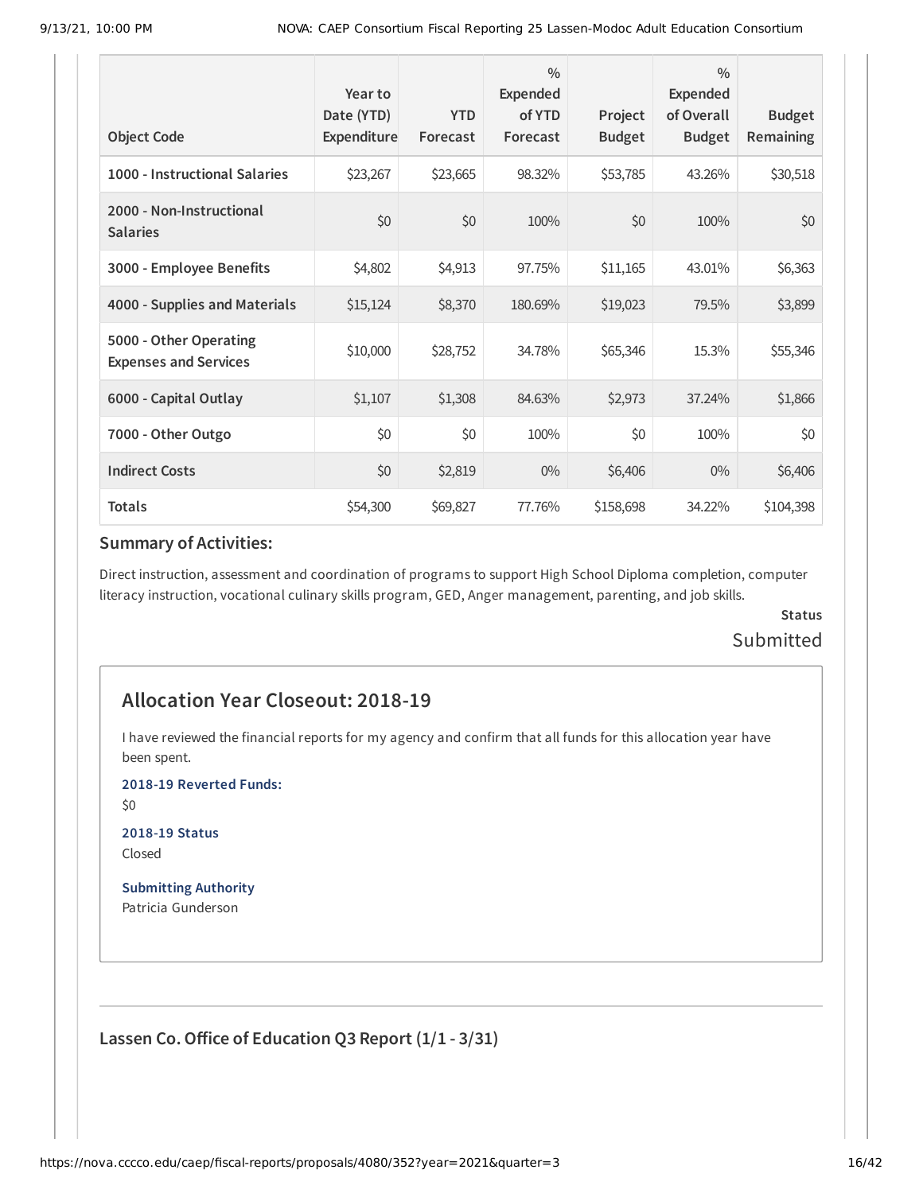| Object Code | Year to Date (YTD) Expenditure | YTD Forecast | % Expended of YTD Forecast | Project Budget | % Expended of Overall Budget | Budget Remaining |
|---|---|---|---|---|---|---|
| 1000 - Instructional Salaries | $23,267 | $23,665 | 98.32% | $53,785 | 43.26% | $30,518 |
| 2000 - Non-Instructional Salaries | $0 | $0 | 100% | $0 | 100% | $0 |
| 3000 - Employee Benefits | $4,802 | $4,913 | 97.75% | $11,165 | 43.01% | $6,363 |
| 4000 - Supplies and Materials | $15,124 | $8,370 | 180.69% | $19,023 | 79.5% | $3,899 |
| 5000 - Other Operating Expenses and Services | $10,000 | $28,752 | 34.78% | $65,346 | 15.3% | $55,346 |
| 6000 - Capital Outlay | $1,107 | $1,308 | 84.63% | $2,973 | 37.24% | $1,866 |
| 7000 - Other Outgo | $0 | $0 | 100% | $0 | 100% | $0 |
| Indirect Costs | $0 | $2,819 | 0% | $6,406 | 0% | $6,406 |
| Totals | $54,300 | $69,827 | 77.76% | $158,698 | 34.22% | $104,398 |

### Summary of Activities:

Direct instruction, assessment and coordination of programs to support High School Diploma completion, computer literacy instruction, vocational culinary skills program, GED, Anger management, parenting, and job skills.

**Status**

Submitted

## Allocation Year Closeout: 2018-19

I have reviewed the financial reports for my agency and confirm that all funds for this allocation year have been spent.

**2018-19 Reverted Funds:**

$0

**2018-19 Status**

Closed

**Submitting Authority**

Patricia Gunderson

---

### Lassen Co. Office of Education Q3 Report (1/1 - 3/31)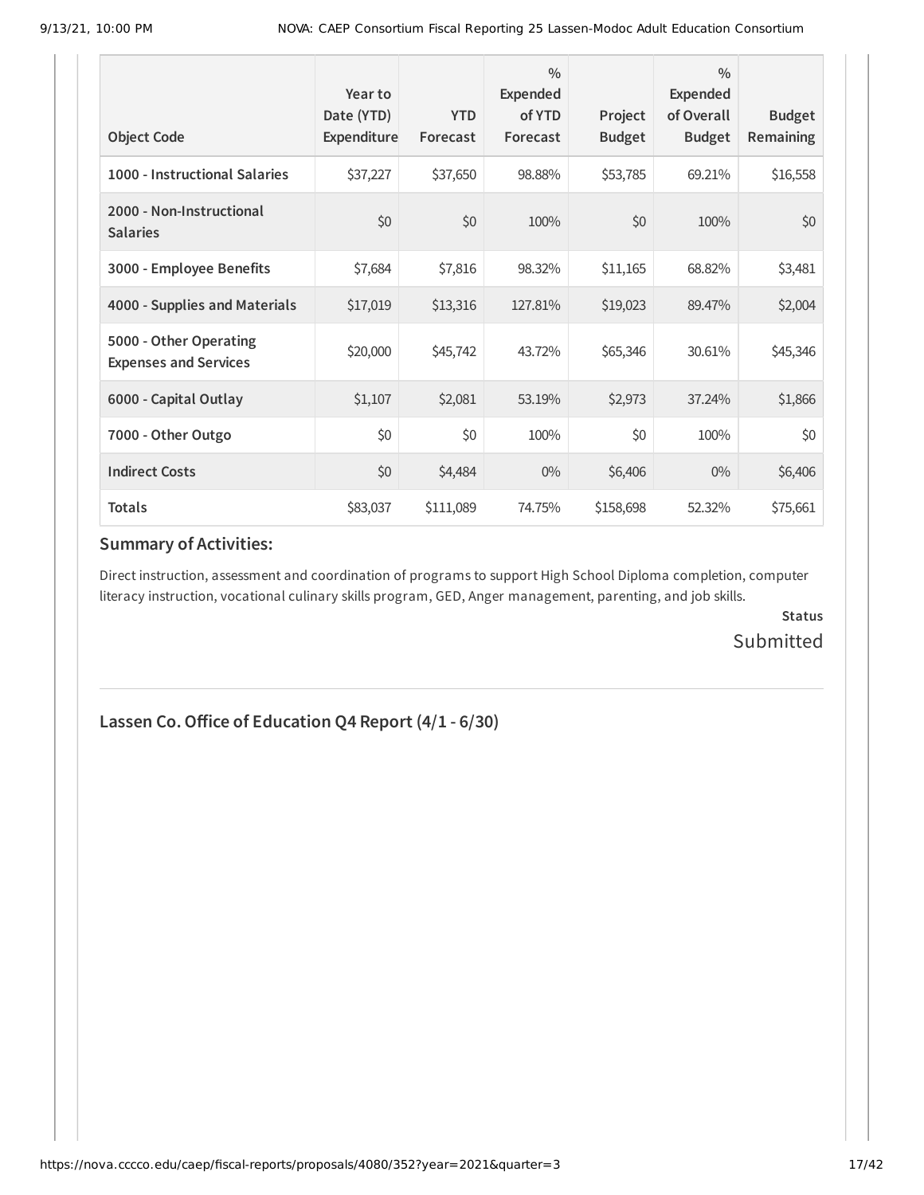| Object Code | Year to Date (YTD) Expenditure | YTD Forecast | % Expended of YTD Forecast | Project Budget | % Expended of Overall Budget | Budget Remaining |
|---|---|---|---|---|---|---|
| 1000 - Instructional Salaries | $37,227 | $37,650 | 98.88% | $53,785 | 69.21% | $16,558 |
| 2000 - Non-Instructional Salaries | $0 | $0 | 100% | $0 | 100% | $0 |
| 3000 - Employee Benefits | $7,684 | $7,816 | 98.32% | $11,165 | 68.82% | $3,481 |
| 4000 - Supplies and Materials | $17,019 | $13,316 | 127.81% | $19,023 | 89.47% | $2,004 |
| 5000 - Other Operating Expenses and Services | $20,000 | $45,742 | 43.72% | $65,346 | 30.61% | $45,346 |
| 6000 - Capital Outlay | $1,107 | $2,081 | 53.19% | $2,973 | 37.24% | $1,866 |
| 7000 - Other Outgo | $0 | $0 | 100% | $0 | 100% | $0 |
| Indirect Costs | $0 | $4,484 | 0% | $6,406 | 0% | $6,406 |
| Totals | $83,037 | $111,089 | 74.75% | $158,698 | 52.32% | $75,661 |

### Summary of Activities:

Direct instruction, assessment and coordination of programs to support High School Diploma completion, computer literacy instruction, vocational culinary skills program, GED, Anger management, parenting, and job skills.

**Status**

Submitted

## Lassen Co. Office of Education Q4 Report (4/1 - 6/30)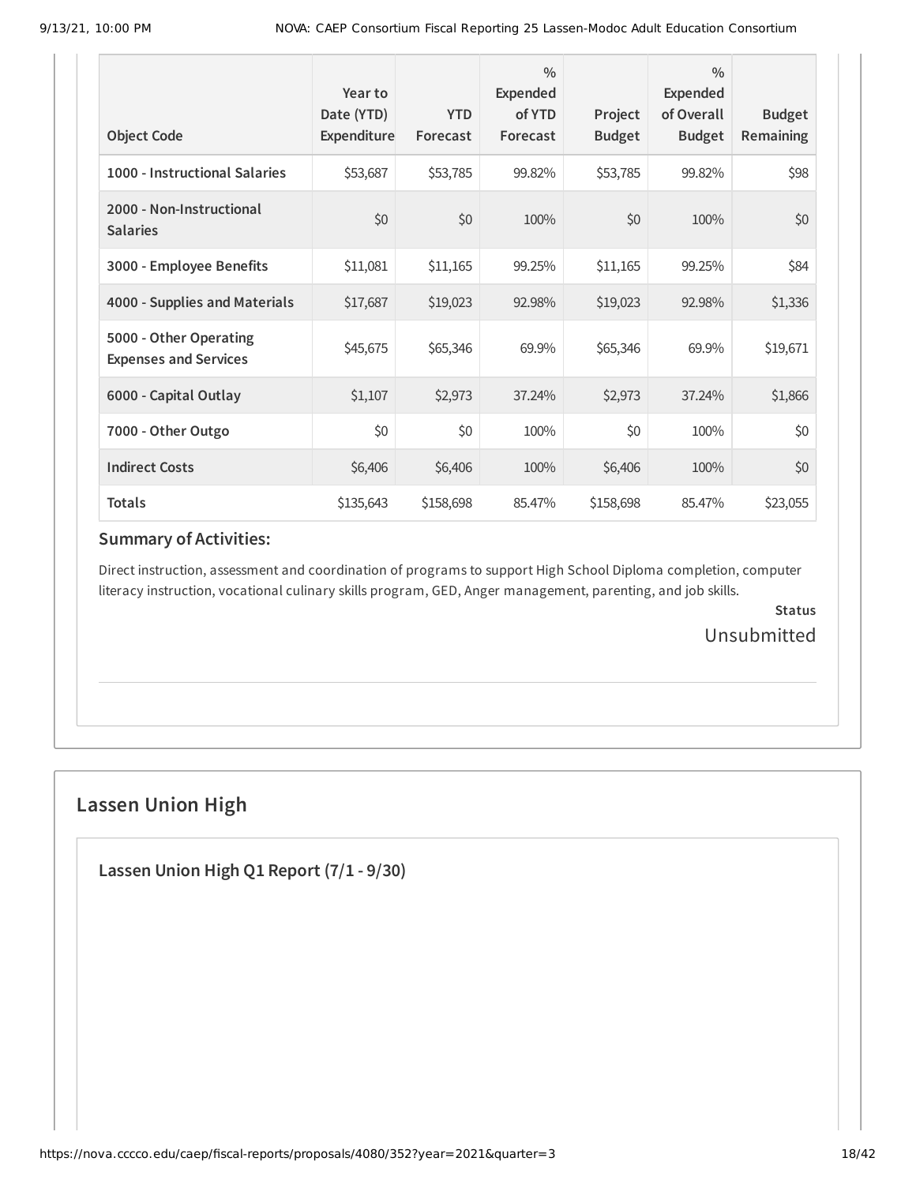| Object Code | Year to Date (YTD) Expenditure | YTD Forecast | % Expended of YTD Forecast | Project Budget | % Expended of Overall Budget | Budget Remaining |
|---|---|---|---|---|---|---|
| 1000 - Instructional Salaries | $53,687 | $53,785 | 99.82% | $53,785 | 99.82% | $98 |
| 2000 - Non-Instructional Salaries | $0 | $0 | 100% | $0 | 100% | $0 |
| 3000 - Employee Benefits | $11,081 | $11,165 | 99.25% | $11,165 | 99.25% | $84 |
| 4000 - Supplies and Materials | $17,687 | $19,023 | 92.98% | $19,023 | 92.98% | $1,336 |
| 5000 - Other Operating Expenses and Services | $45,675 | $65,346 | 69.9% | $65,346 | 69.9% | $19,671 |
| 6000 - Capital Outlay | $1,107 | $2,973 | 37.24% | $2,973 | 37.24% | $1,866 |
| 7000 - Other Outgo | $0 | $0 | 100% | $0 | 100% | $0 |
| Indirect Costs | $6,406 | $6,406 | 100% | $6,406 | 100% | $0 |
| Totals | $135,643 | $158,698 | 85.47% | $158,698 | 85.47% | $23,055 |

### Summary of Activities:

Direct instruction, assessment and coordination of programs to support High School Diploma completion, computer literacy instruction, vocational culinary skills program, GED, Anger management, parenting, and job skills.

**Status**

Unsubmitted

## Lassen Union High

### Lassen Union High Q1 Report (7/1 - 9/30)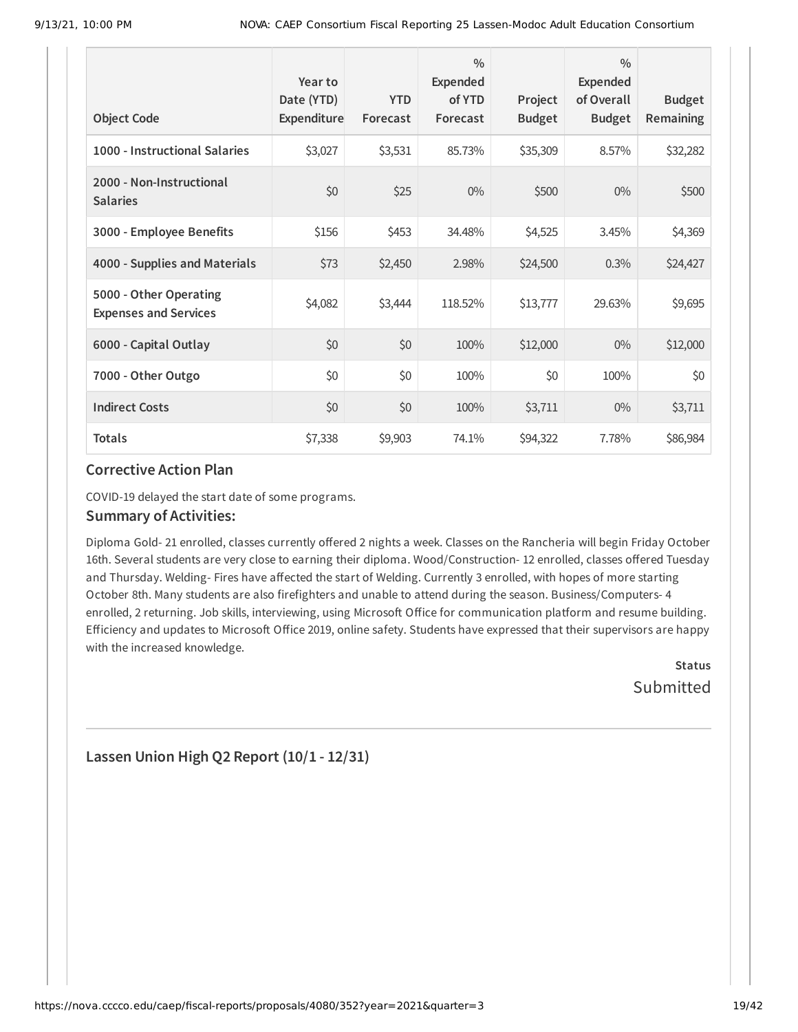| Object Code | Year to Date (YTD) Expenditure | YTD Forecast | % Expended of YTD Forecast | Project Budget | % Expended of Overall Budget | Budget Remaining |
|---|---|---|---|---|---|---|
| **1000 - Instructional Salaries** | $3,027 | $3,531 | 85.73% | $35,309 | 8.57% | $32,282 |
| **2000 - Non-Instructional Salaries** | $0 | $25 | 0% | $500 | 0% | $500 |
| **3000 - Employee Benefits** | $156 | $453 | 34.48% | $4,525 | 3.45% | $4,369 |
| **4000 - Supplies and Materials** | $73 | $2,450 | 2.98% | $24,500 | 0.3% | $24,427 |
| **5000 - Other Operating Expenses and Services** | $4,082 | $3,444 | 118.52% | $13,777 | 29.63% | $9,695 |
| **6000 - Capital Outlay** | $0 | $0 | 100% | $12,000 | 0% | $12,000 |
| **7000 - Other Outgo** | $0 | $0 | 100% | $0 | 100% | $0 |
| **Indirect Costs** | $0 | $0 | 100% | $3,711 | 0% | $3,711 |
| **Totals** | $7,338 | $9,903 | 74.1% | $94,322 | 7.78% | $86,984 |

### Corrective Action Plan

COVID-19 delayed the start date of some programs.

### Summary of Activities:

Diploma Gold- 21 enrolled, classes currently offered 2 nights a week. Classes on the Rancheria will begin Friday October 16th. Several students are very close to earning their diploma. Wood/Construction- 12 enrolled, classes offered Tuesday and Thursday. Welding- Fires have affected the start of Welding. Currently 3 enrolled, with hopes of more starting October 8th. Many students are also firefighters and unable to attend during the season. Business/Computers- 4 enrolled, 2 returning. Job skills, interviewing, using Microsoft Office for communication platform and resume building. Efficiency and updates to Microsoft Office 2019, online safety. Students have expressed that their supervisors are happy with the increased knowledge.

**Status**

Submitted

---

### Lassen Union High Q2 Report (10/1 - 12/31)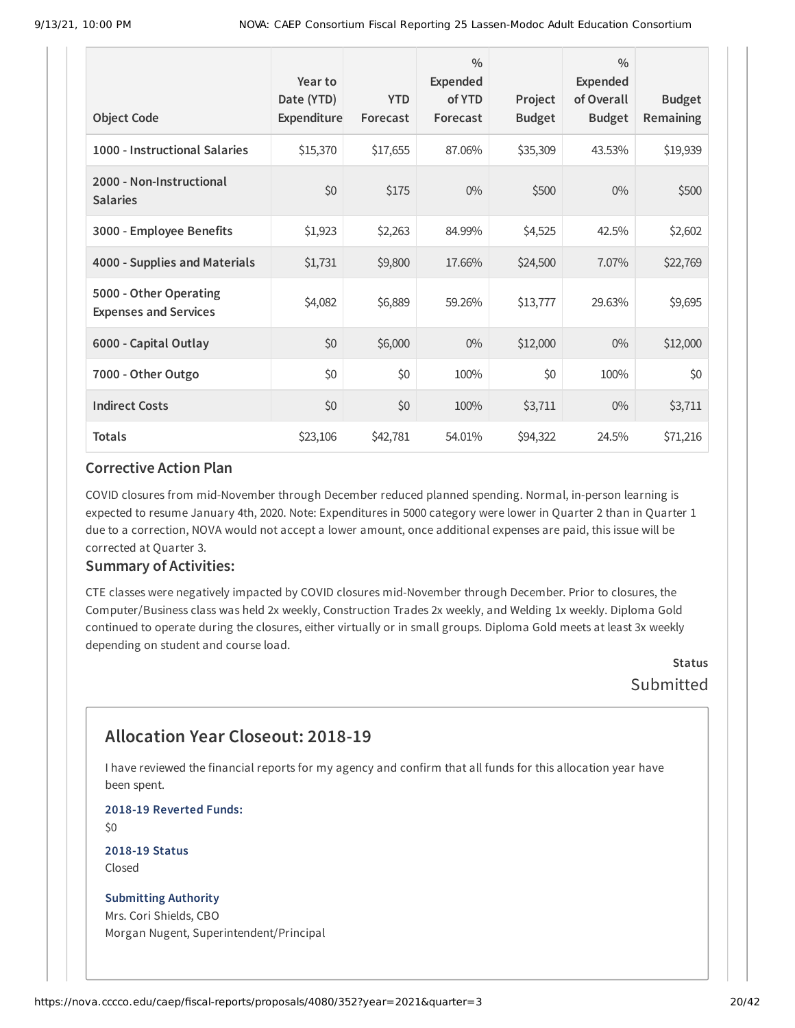| Object Code | Year to Date (YTD) Expenditure | YTD Forecast | % Expended of YTD Forecast | Project Budget | % Expended of Overall Budget | Budget Remaining |
|---|---|---|---|---|---|---|
| 1000 - Instructional Salaries | $15,370 | $17,655 | 87.06% | $35,309 | 43.53% | $19,939 |
| 2000 - Non-Instructional Salaries | $0 | $175 | 0% | $500 | 0% | $500 |
| 3000 - Employee Benefits | $1,923 | $2,263 | 84.99% | $4,525 | 42.5% | $2,602 |
| 4000 - Supplies and Materials | $1,731 | $9,800 | 17.66% | $24,500 | 7.07% | $22,769 |
| 5000 - Other Operating Expenses and Services | $4,082 | $6,889 | 59.26% | $13,777 | 29.63% | $9,695 |
| 6000 - Capital Outlay | $0 | $6,000 | 0% | $12,000 | 0% | $12,000 |
| 7000 - Other Outgo | $0 | $0 | 100% | $0 | 100% | $0 |
| Indirect Costs | $0 | $0 | 100% | $3,711 | 0% | $3,711 |
| Totals | $23,106 | $42,781 | 54.01% | $94,322 | 24.5% | $71,216 |

### Corrective Action Plan

COVID closures from mid-November through December reduced planned spending. Normal, in-person learning is expected to resume January 4th, 2020. Note: Expenditures in 5000 category were lower in Quarter 2 than in Quarter 1 due to a correction, NOVA would not accept a lower amount, once additional expenses are paid, this issue will be corrected at Quarter 3.

### Summary of Activities:

CTE classes were negatively impacted by COVID closures mid-November through December. Prior to closures, the Computer/Business class was held 2x weekly, Construction Trades 2x weekly, and Welding 1x weekly. Diploma Gold continued to operate during the closures, either virtually or in small groups. Diploma Gold meets at least 3x weekly depending on student and course load.

**Status**
Submitted

## Allocation Year Closeout: 2018-19

I have reviewed the financial reports for my agency and confirm that all funds for this allocation year have been spent.

**2018-19 Reverted Funds:**
$0

**2018-19 Status**
Closed

**Submitting Authority**
Mrs. Cori Shields, CBO
Morgan Nugent, Superintendent/Principal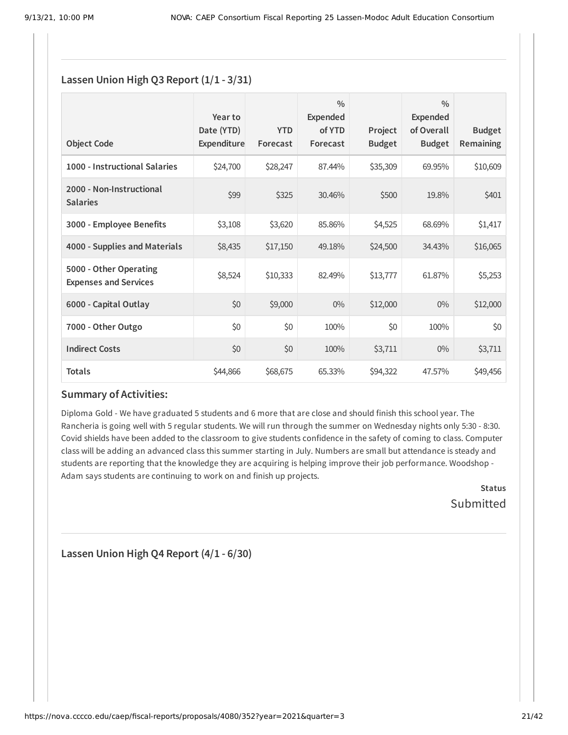## Lassen Union High Q3 Report (1/1 - 3/31)

| Object Code | Year to Date (YTD) Expenditure | YTD Forecast | % Expended of YTD Forecast | Project Budget | % Expended of Overall Budget | Budget Remaining |
|---|---|---|---|---|---|---|
| 1000 - Instructional Salaries | $24,700 | $28,247 | 87.44% | $35,309 | 69.95% | $10,609 |
| 2000 - Non-Instructional Salaries | $99 | $325 | 30.46% | $500 | 19.8% | $401 |
| 3000 - Employee Benefits | $3,108 | $3,620 | 85.86% | $4,525 | 68.69% | $1,417 |
| 4000 - Supplies and Materials | $8,435 | $17,150 | 49.18% | $24,500 | 34.43% | $16,065 |
| 5000 - Other Operating Expenses and Services | $8,524 | $10,333 | 82.49% | $13,777 | 61.87% | $5,253 |
| 6000 - Capital Outlay | $0 | $9,000 | 0% | $12,000 | 0% | $12,000 |
| 7000 - Other Outgo | $0 | $0 | 100% | $0 | 100% | $0 |
| Indirect Costs | $0 | $0 | 100% | $3,711 | 0% | $3,711 |
| **Totals** | $44,866 | $68,675 | 65.33% | $94,322 | 47.57% | $49,456 |

### Summary of Activities:

Diploma Gold - We have graduated 5 students and 6 more that are close and should finish this school year. The Rancheria is going well with 5 regular students. We will run through the summer on Wednesday nights only 5:30 - 8:30. Covid shields have been added to the classroom to give students confidence in the safety of coming to class. Computer class will be adding an advanced class this summer starting in July. Numbers are small but attendance is steady and students are reporting that the knowledge they are acquiring is helping improve their job performance. Woodshop - Adam says students are continuing to work on and finish up projects.

**Status**
Submitted

## Lassen Union High Q4 Report (4/1 - 6/30)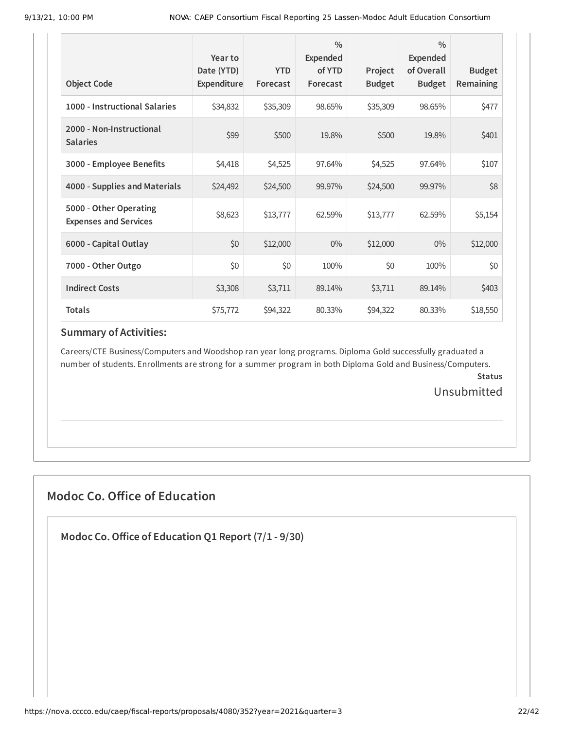| Object Code | Year to Date (YTD) Expenditure | YTD Forecast | % Expended of YTD Forecast | Project Budget | % Expended of Overall Budget | Budget Remaining |
|---|---|---|---|---|---|---|
| **1000 - Instructional Salaries** | $34,832 | $35,309 | 98.65% | $35,309 | 98.65% | $477 |
| **2000 - Non-Instructional Salaries** | $99 | $500 | 19.8% | $500 | 19.8% | $401 |
| **3000 - Employee Benefits** | $4,418 | $4,525 | 97.64% | $4,525 | 97.64% | $107 |
| **4000 - Supplies and Materials** | $24,492 | $24,500 | 99.97% | $24,500 | 99.97% | $8 |
| **5000 - Other Operating Expenses and Services** | $8,623 | $13,777 | 62.59% | $13,777 | 62.59% | $5,154 |
| **6000 - Capital Outlay** | $0 | $12,000 | 0% | $12,000 | 0% | $12,000 |
| **7000 - Other Outgo** | $0 | $0 | 100% | $0 | 100% | $0 |
| **Indirect Costs** | $3,308 | $3,711 | 89.14% | $3,711 | 89.14% | $403 |
| **Totals** | $75,772 | $94,322 | 80.33% | $94,322 | 80.33% | $18,550 |

### Summary of Activities:

Careers/CTE Business/Computers and Woodshop ran year long programs. Diploma Gold successfully graduated a number of students. Enrollments are strong for a summer program in both Diploma Gold and Business/Computers.

**Status**

Unsubmitted

## Modoc Co. Office of Education

### Modoc Co. Office of Education Q1 Report (7/1 - 9/30)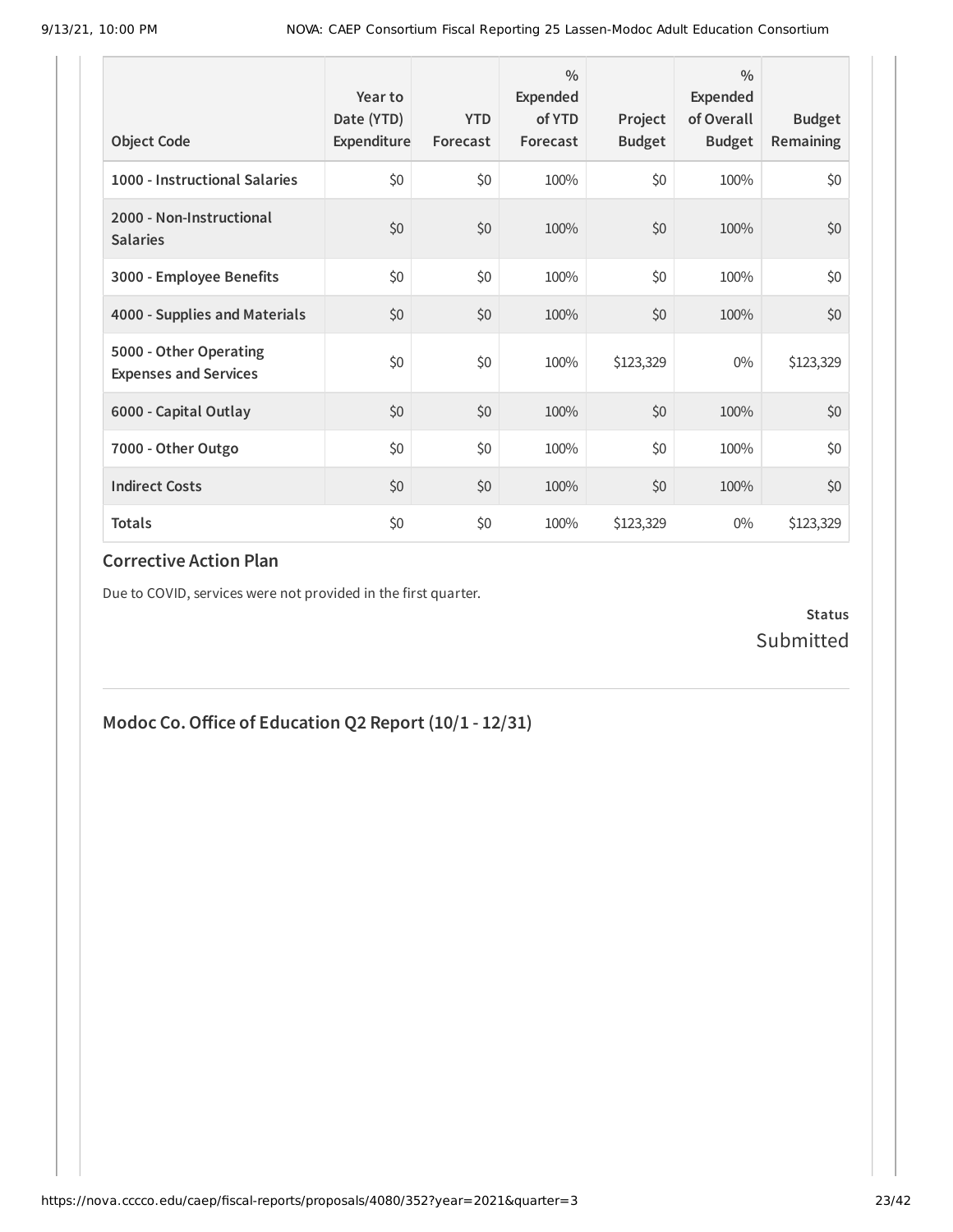| Object Code | Year to Date (YTD) Expenditure | YTD Forecast | % Expended of YTD Forecast | Project Budget | % Expended of Overall Budget | Budget Remaining |
|---|---|---|---|---|---|---|
| 1000 - Instructional Salaries | $0 | $0 | 100% | $0 | 100% | $0 |
| 2000 - Non-Instructional Salaries | $0 | $0 | 100% | $0 | 100% | $0 |
| 3000 - Employee Benefits | $0 | $0 | 100% | $0 | 100% | $0 |
| 4000 - Supplies and Materials | $0 | $0 | 100% | $0 | 100% | $0 |
| 5000 - Other Operating Expenses and Services | $0 | $0 | 100% | $123,329 | 0% | $123,329 |
| 6000 - Capital Outlay | $0 | $0 | 100% | $0 | 100% | $0 |
| 7000 - Other Outgo | $0 | $0 | 100% | $0 | 100% | $0 |
| Indirect Costs | $0 | $0 | 100% | $0 | 100% | $0 |
| **Totals** | $0 | $0 | 100% | $123,329 | 0% | $123,329 |

### Corrective Action Plan

Due to COVID, services were not provided in the first quarter.

**Status**

Submitted

## Modoc Co. Office of Education Q2 Report (10/1 - 12/31)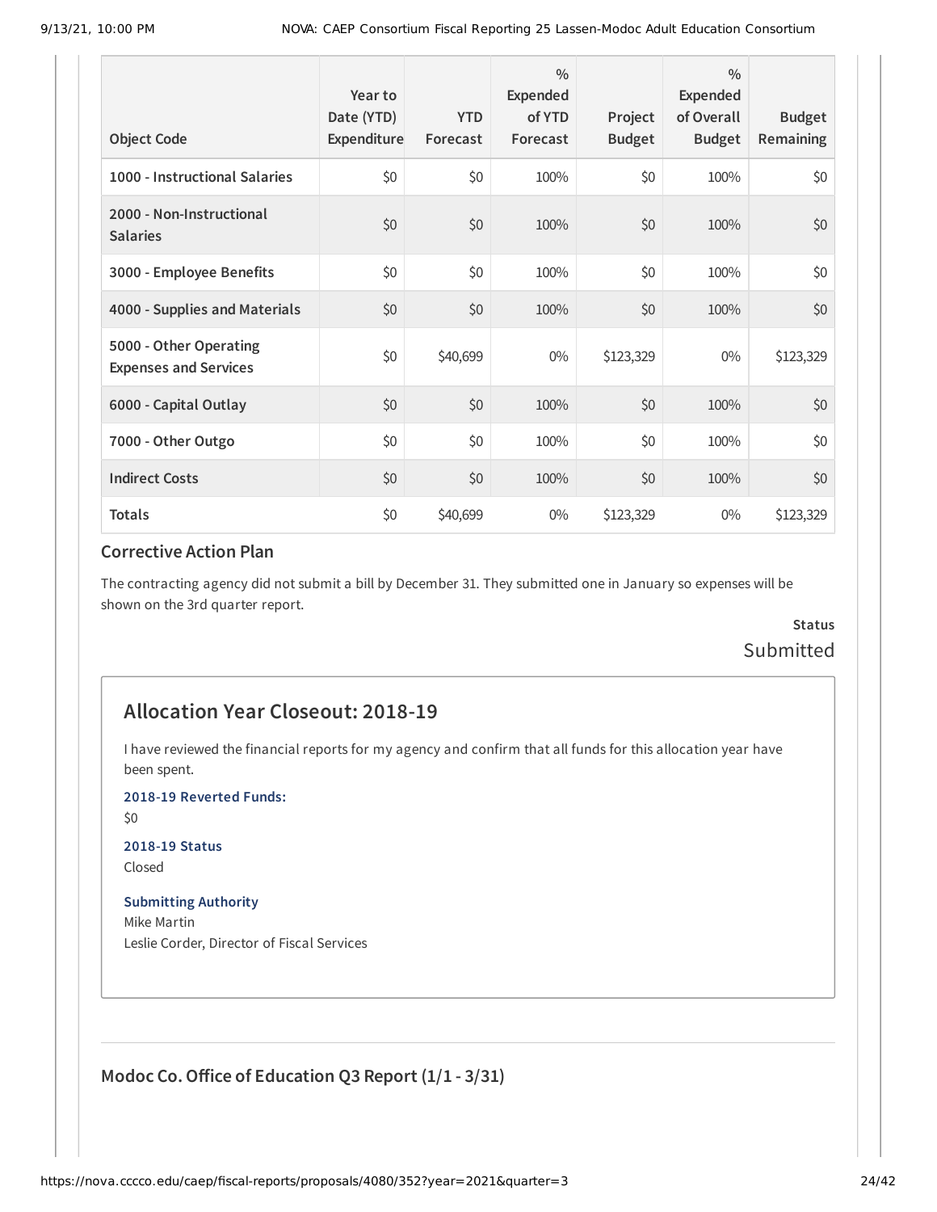| Object Code | Year to Date (YTD) Expenditure | YTD Forecast | % Expended of YTD Forecast | Project Budget | % Expended of Overall Budget | Budget Remaining |
|---|---|---|---|---|---|---|
| 1000 - Instructional Salaries | $0 | $0 | 100% | $0 | 100% | $0 |
| 2000 - Non-Instructional Salaries | $0 | $0 | 100% | $0 | 100% | $0 |
| 3000 - Employee Benefits | $0 | $0 | 100% | $0 | 100% | $0 |
| 4000 - Supplies and Materials | $0 | $0 | 100% | $0 | 100% | $0 |
| 5000 - Other Operating Expenses and Services | $0 | $40,699 | 0% | $123,329 | 0% | $123,329 |
| 6000 - Capital Outlay | $0 | $0 | 100% | $0 | 100% | $0 |
| 7000 - Other Outgo | $0 | $0 | 100% | $0 | 100% | $0 |
| Indirect Costs | $0 | $0 | 100% | $0 | 100% | $0 |
| Totals | $0 | $40,699 | 0% | $123,329 | 0% | $123,329 |

### Corrective Action Plan

The contracting agency did not submit a bill by December 31. They submitted one in January so expenses will be shown on the 3rd quarter report.

**Status**
Submitted

## Allocation Year Closeout: 2018-19

I have reviewed the financial reports for my agency and confirm that all funds for this allocation year have been spent.

**2018-19 Reverted Funds:**
$0

**2018-19 Status**
Closed

**Submitting Authority**
Mike Martin
Leslie Corder, Director of Fiscal Services

## Modoc Co. Office of Education Q3 Report (1/1 - 3/31)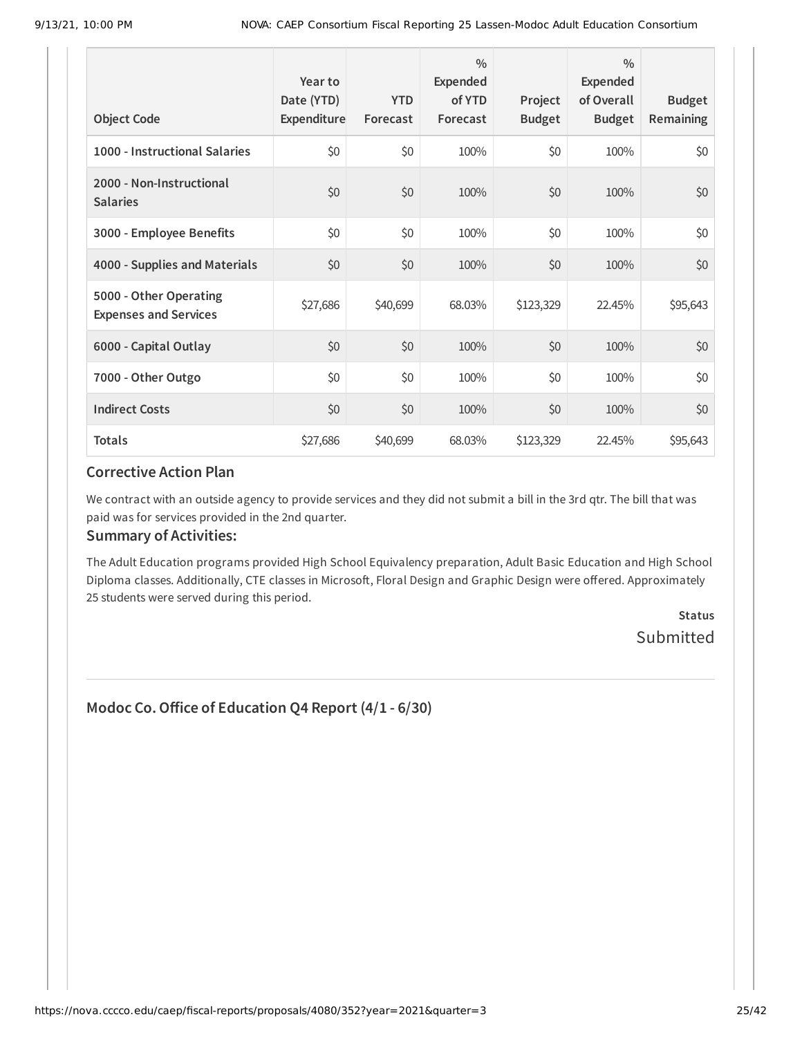| Object Code | Year to Date (YTD) Expenditure | YTD Forecast | % Expended of YTD Forecast | Project Budget | % Expended of Overall Budget | Budget Remaining |
|---|---|---|---|---|---|---|
| 1000 - Instructional Salaries | $0 | $0 | 100% | $0 | 100% | $0 |
| 2000 - Non-Instructional Salaries | $0 | $0 | 100% | $0 | 100% | $0 |
| 3000 - Employee Benefits | $0 | $0 | 100% | $0 | 100% | $0 |
| 4000 - Supplies and Materials | $0 | $0 | 100% | $0 | 100% | $0 |
| 5000 - Other Operating Expenses and Services | $27,686 | $40,699 | 68.03% | $123,329 | 22.45% | $95,643 |
| 6000 - Capital Outlay | $0 | $0 | 100% | $0 | 100% | $0 |
| 7000 - Other Outgo | $0 | $0 | 100% | $0 | 100% | $0 |
| Indirect Costs | $0 | $0 | 100% | $0 | 100% | $0 |
| Totals | $27,686 | $40,699 | 68.03% | $123,329 | 22.45% | $95,643 |

### Corrective Action Plan

We contract with an outside agency to provide services and they did not submit a bill in the 3rd qtr. The bill that was paid was for services provided in the 2nd quarter.

### Summary of Activities:

The Adult Education programs provided High School Equivalency preparation, Adult Basic Education and High School Diploma classes. Additionally, CTE classes in Microsoft, Floral Design and Graphic Design were offered. Approximately 25 students were served during this period.

**Status**
Submitted

---

## Modoc Co. Office of Education Q4 Report (4/1 - 6/30)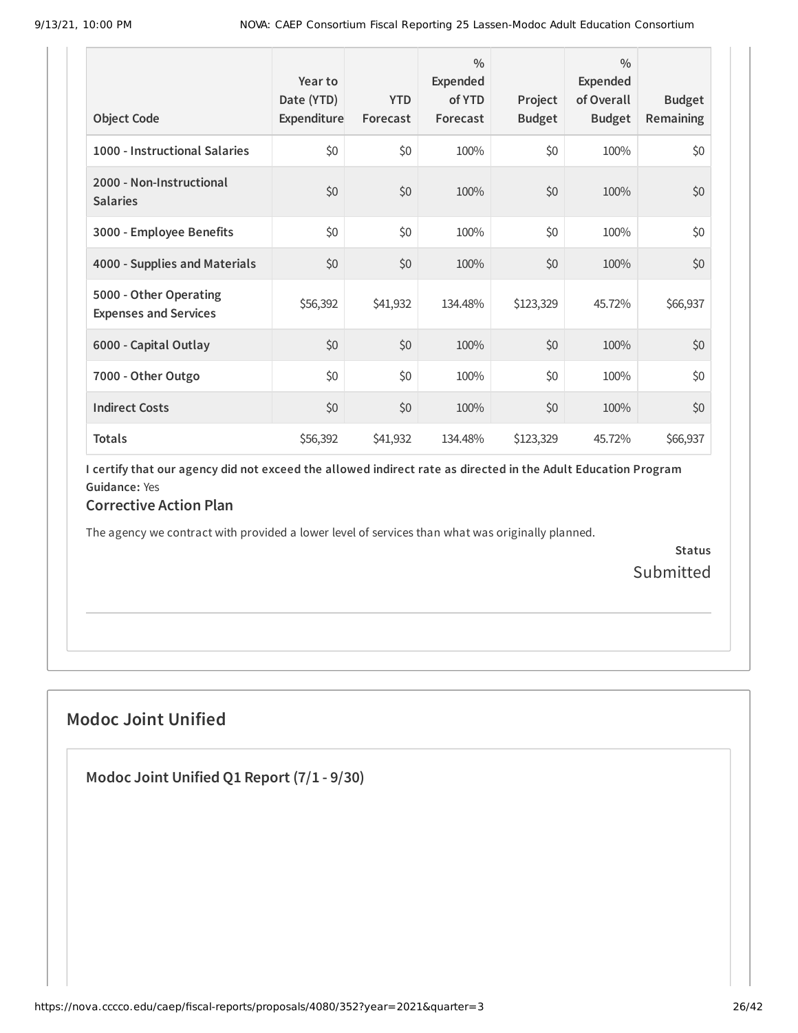| Object Code | Year to Date (YTD) Expenditure | YTD Forecast | % Expended of YTD Forecast | Project Budget | % Expended of Overall Budget | Budget Remaining |
|---|---|---|---|---|---|---|
| 1000 - Instructional Salaries | $0 | $0 | 100% | $0 | 100% | $0 |
| 2000 - Non-Instructional Salaries | $0 | $0 | 100% | $0 | 100% | $0 |
| 3000 - Employee Benefits | $0 | $0 | 100% | $0 | 100% | $0 |
| 4000 - Supplies and Materials | $0 | $0 | 100% | $0 | 100% | $0 |
| 5000 - Other Operating Expenses and Services | $56,392 | $41,932 | 134.48% | $123,329 | 45.72% | $66,937 |
| 6000 - Capital Outlay | $0 | $0 | 100% | $0 | 100% | $0 |
| 7000 - Other Outgo | $0 | $0 | 100% | $0 | 100% | $0 |
| Indirect Costs | $0 | $0 | 100% | $0 | 100% | $0 |
| Totals | $56,392 | $41,932 | 134.48% | $123,329 | 45.72% | $66,937 |

**I certify that our agency did not exceed the allowed indirect rate as directed in the Adult Education Program Guidance:** Yes

### Corrective Action Plan

The agency we contract with provided a lower level of services than what was originally planned.

**Status**

Submitted

## Modoc Joint Unified

### Modoc Joint Unified Q1 Report (7/1 - 9/30)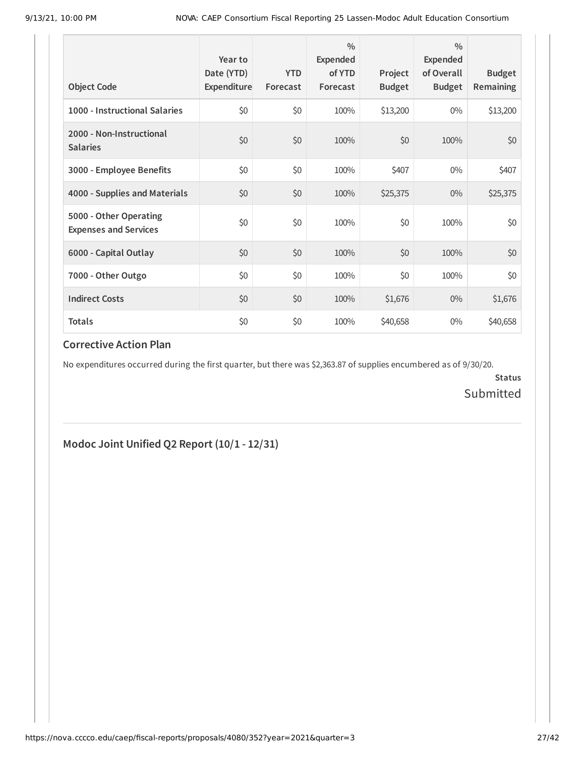| Object Code | Year to Date (YTD) Expenditure | YTD Forecast | % Expended of YTD Forecast | Project Budget | % Expended of Overall Budget | Budget Remaining |
|---|---|---|---|---|---|---|
| 1000 - Instructional Salaries | $0 | $0 | 100% | $13,200 | 0% | $13,200 |
| 2000 - Non-Instructional Salaries | $0 | $0 | 100% | $0 | 100% | $0 |
| 3000 - Employee Benefits | $0 | $0 | 100% | $407 | 0% | $407 |
| 4000 - Supplies and Materials | $0 | $0 | 100% | $25,375 | 0% | $25,375 |
| 5000 - Other Operating Expenses and Services | $0 | $0 | 100% | $0 | 100% | $0 |
| 6000 - Capital Outlay | $0 | $0 | 100% | $0 | 100% | $0 |
| 7000 - Other Outgo | $0 | $0 | 100% | $0 | 100% | $0 |
| Indirect Costs | $0 | $0 | 100% | $1,676 | 0% | $1,676 |
| Totals | $0 | $0 | 100% | $40,658 | 0% | $40,658 |

### Corrective Action Plan

No expenditures occurred during the first quarter, but there was $2,363.87 of supplies encumbered as of 9/30/20.

**Status**

Submitted

## Modoc Joint Unified Q2 Report (10/1 - 12/31)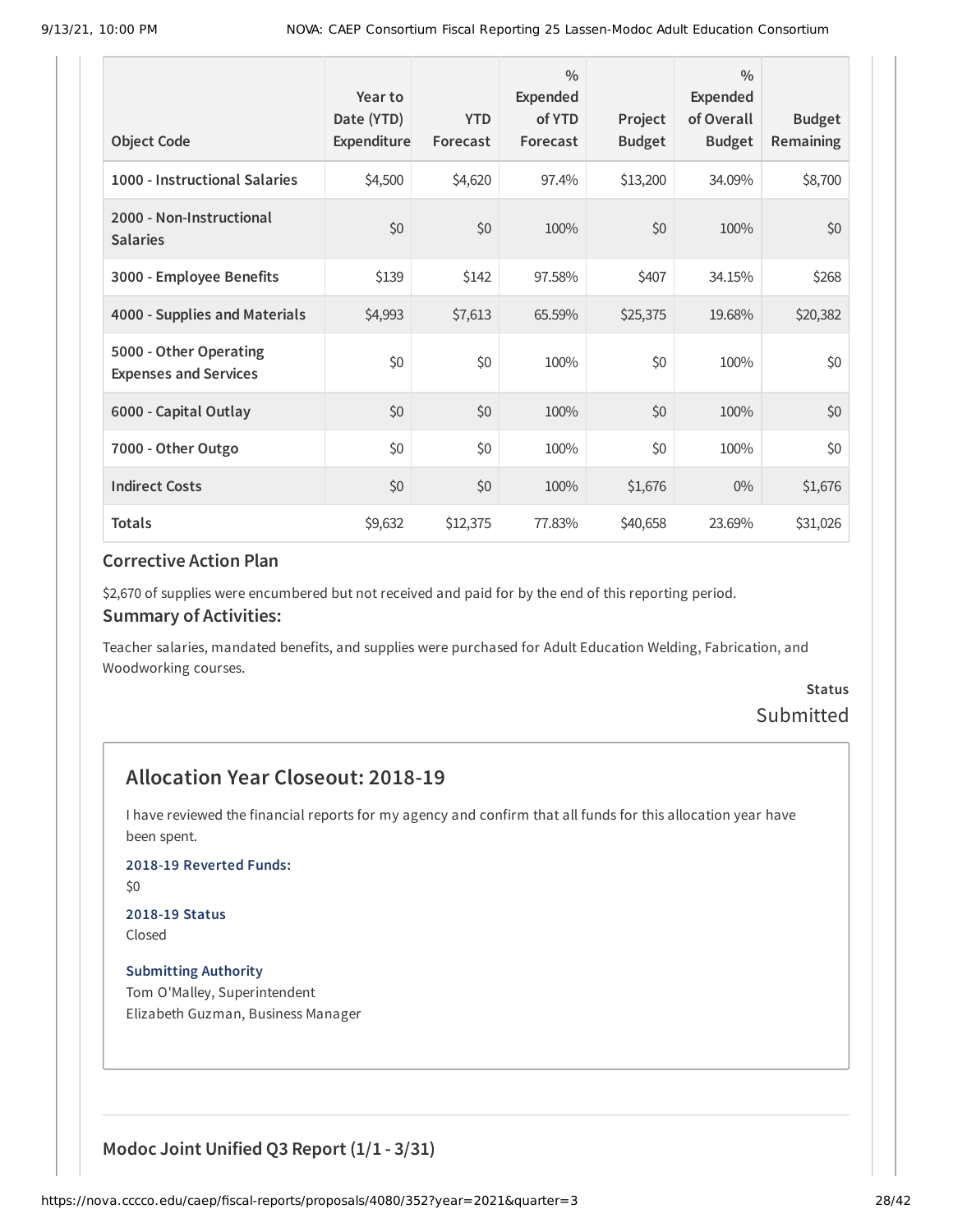| Object Code | Year to Date (YTD) Expenditure | YTD Forecast | % Expended of YTD Forecast | Project Budget | % Expended of Overall Budget | Budget Remaining |
|---|---|---|---|---|---|---|
| 1000 - Instructional Salaries | $4,500 | $4,620 | 97.4% | $13,200 | 34.09% | $8,700 |
| 2000 - Non-Instructional Salaries | $0 | $0 | 100% | $0 | 100% | $0 |
| 3000 - Employee Benefits | $139 | $142 | 97.58% | $407 | 34.15% | $268 |
| 4000 - Supplies and Materials | $4,993 | $7,613 | 65.59% | $25,375 | 19.68% | $20,382 |
| 5000 - Other Operating Expenses and Services | $0 | $0 | 100% | $0 | 100% | $0 |
| 6000 - Capital Outlay | $0 | $0 | 100% | $0 | 100% | $0 |
| 7000 - Other Outgo | $0 | $0 | 100% | $0 | 100% | $0 |
| Indirect Costs | $0 | $0 | 100% | $1,676 | 0% | $1,676 |
| Totals | $9,632 | $12,375 | 77.83% | $40,658 | 23.69% | $31,026 |

### Corrective Action Plan

$2,670 of supplies were encumbered but not received and paid for by the end of this reporting period.

### Summary of Activities:

Teacher salaries, mandated benefits, and supplies were purchased for Adult Education Welding, Fabrication, and Woodworking courses.

**Status**
Submitted

## Allocation Year Closeout: 2018-19

I have reviewed the financial reports for my agency and confirm that all funds for this allocation year have been spent.

**2018-19 Reverted Funds:**
$0

**2018-19 Status**
Closed

**Submitting Authority**
Tom O'Malley, Superintendent
Elizabeth Guzman, Business Manager

## Modoc Joint Unified Q3 Report (1/1 - 3/31)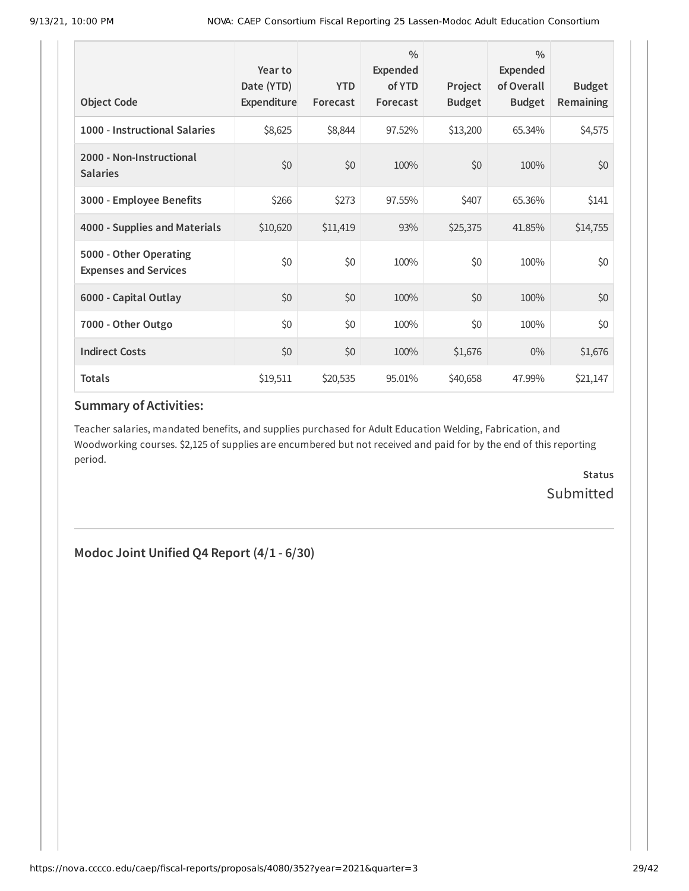| Object Code | Year to Date (YTD) Expenditure | YTD Forecast | % Expended of YTD Forecast | Project Budget | % Expended of Overall Budget | Budget Remaining |
|---|---|---|---|---|---|---|
| 1000 - Instructional Salaries | $8,625 | $8,844 | 97.52% | $13,200 | 65.34% | $4,575 |
| 2000 - Non-Instructional Salaries | $0 | $0 | 100% | $0 | 100% | $0 |
| 3000 - Employee Benefits | $266 | $273 | 97.55% | $407 | 65.36% | $141 |
| 4000 - Supplies and Materials | $10,620 | $11,419 | 93% | $25,375 | 41.85% | $14,755 |
| 5000 - Other Operating Expenses and Services | $0 | $0 | 100% | $0 | 100% | $0 |
| 6000 - Capital Outlay | $0 | $0 | 100% | $0 | 100% | $0 |
| 7000 - Other Outgo | $0 | $0 | 100% | $0 | 100% | $0 |
| Indirect Costs | $0 | $0 | 100% | $1,676 | 0% | $1,676 |
| Totals | $19,511 | $20,535 | 95.01% | $40,658 | 47.99% | $21,147 |

### Summary of Activities:

Teacher salaries, mandated benefits, and supplies purchased for Adult Education Welding, Fabrication, and Woodworking courses. $2,125 of supplies are encumbered but not received and paid for by the end of this reporting period.

**Status**

Submitted

---

## Modoc Joint Unified Q4 Report (4/1 - 6/30)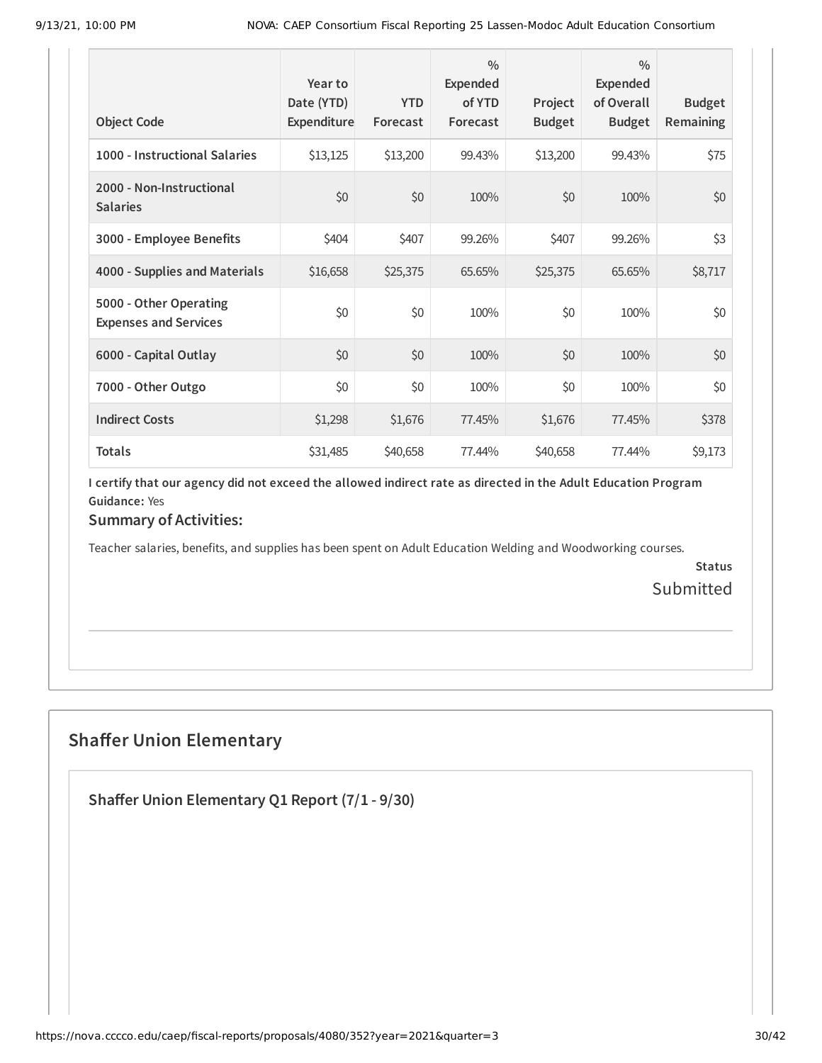| Object Code | Year to Date (YTD) Expenditure | YTD Forecast | % Expended of YTD Forecast | Project Budget | % Expended of Overall Budget | Budget Remaining |
|---|---|---|---|---|---|---|
| 1000 - Instructional Salaries | $13,125 | $13,200 | 99.43% | $13,200 | 99.43% | $75 |
| 2000 - Non-Instructional Salaries | $0 | $0 | 100% | $0 | 100% | $0 |
| 3000 - Employee Benefits | $404 | $407 | 99.26% | $407 | 99.26% | $3 |
| 4000 - Supplies and Materials | $16,658 | $25,375 | 65.65% | $25,375 | 65.65% | $8,717 |
| 5000 - Other Operating Expenses and Services | $0 | $0 | 100% | $0 | 100% | $0 |
| 6000 - Capital Outlay | $0 | $0 | 100% | $0 | 100% | $0 |
| 7000 - Other Outgo | $0 | $0 | 100% | $0 | 100% | $0 |
| Indirect Costs | $1,298 | $1,676 | 77.45% | $1,676 | 77.45% | $378 |
| Totals | $31,485 | $40,658 | 77.44% | $40,658 | 77.44% | $9,173 |

**I certify that our agency did not exceed the allowed indirect rate as directed in the Adult Education Program Guidance:** Yes

### Summary of Activities:

Teacher salaries, benefits, and supplies has been spent on Adult Education Welding and Woodworking courses.

**Status**

Submitted

## Shaffer Union Elementary

### Shaffer Union Elementary Q1 Report (7/1 - 9/30)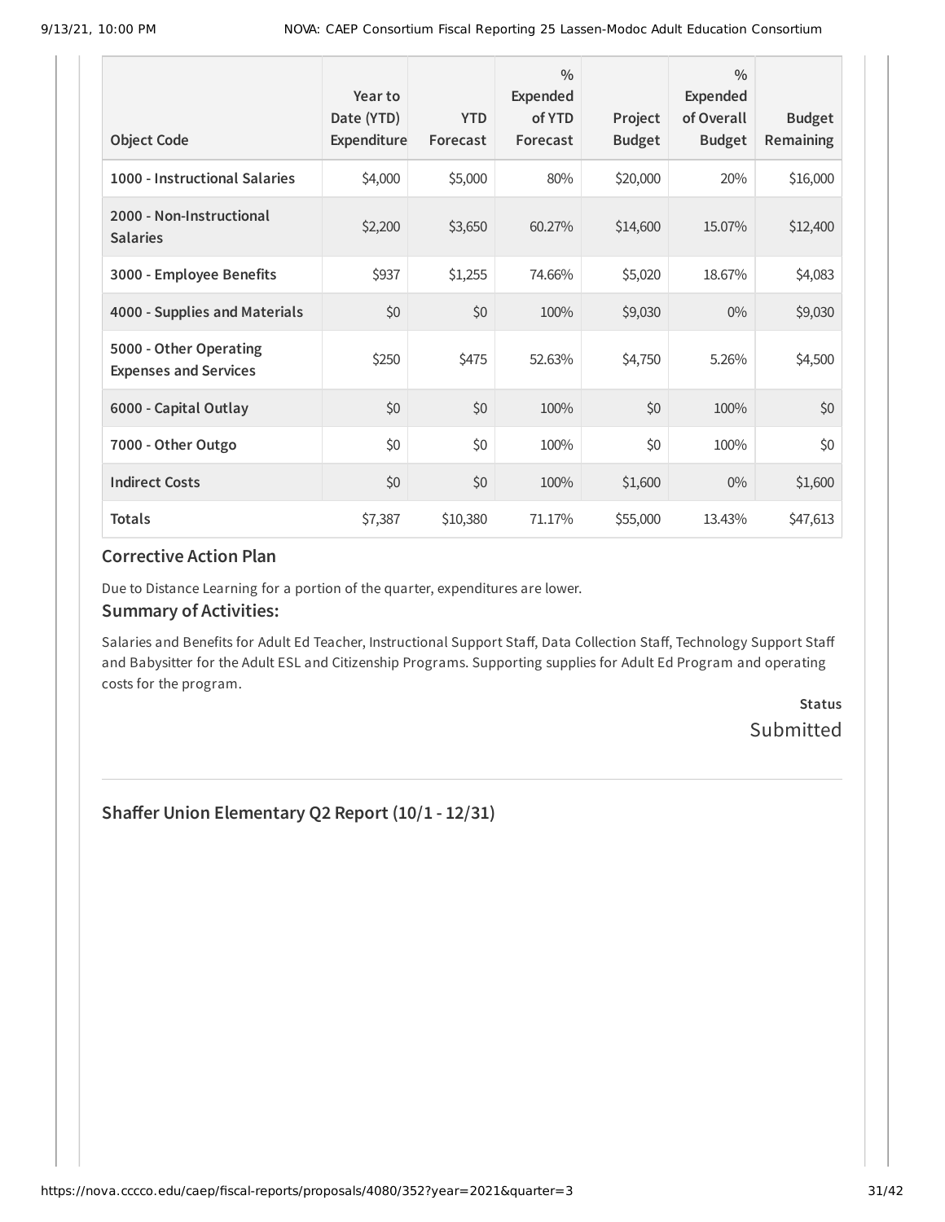| Object Code | Year to Date (YTD) Expenditure | YTD Forecast | % Expended of YTD Forecast | Project Budget | % Expended of Overall Budget | Budget Remaining |
|---|---|---|---|---|---|---|
| **1000 - Instructional Salaries** | $4,000 | $5,000 | 80% | $20,000 | 20% | $16,000 |
| **2000 - Non-Instructional Salaries** | $2,200 | $3,650 | 60.27% | $14,600 | 15.07% | $12,400 |
| **3000 - Employee Benefits** | $937 | $1,255 | 74.66% | $5,020 | 18.67% | $4,083 |
| **4000 - Supplies and Materials** | $0 | $0 | 100% | $9,030 | 0% | $9,030 |
| **5000 - Other Operating Expenses and Services** | $250 | $475 | 52.63% | $4,750 | 5.26% | $4,500 |
| **6000 - Capital Outlay** | $0 | $0 | 100% | $0 | 100% | $0 |
| **7000 - Other Outgo** | $0 | $0 | 100% | $0 | 100% | $0 |
| **Indirect Costs** | $0 | $0 | 100% | $1,600 | 0% | $1,600 |
| **Totals** | $7,387 | $10,380 | 71.17% | $55,000 | 13.43% | $47,613 |

### Corrective Action Plan

Due to Distance Learning for a portion of the quarter, expenditures are lower.

### Summary of Activities:

Salaries and Benefits for Adult Ed Teacher, Instructional Support Staff, Data Collection Staff, Technology Support Staff and Babysitter for the Adult ESL and Citizenship Programs. Supporting supplies for Adult Ed Program and operating costs for the program.

**Status**
Submitted

## Shaffer Union Elementary Q2 Report (10/1 - 12/31)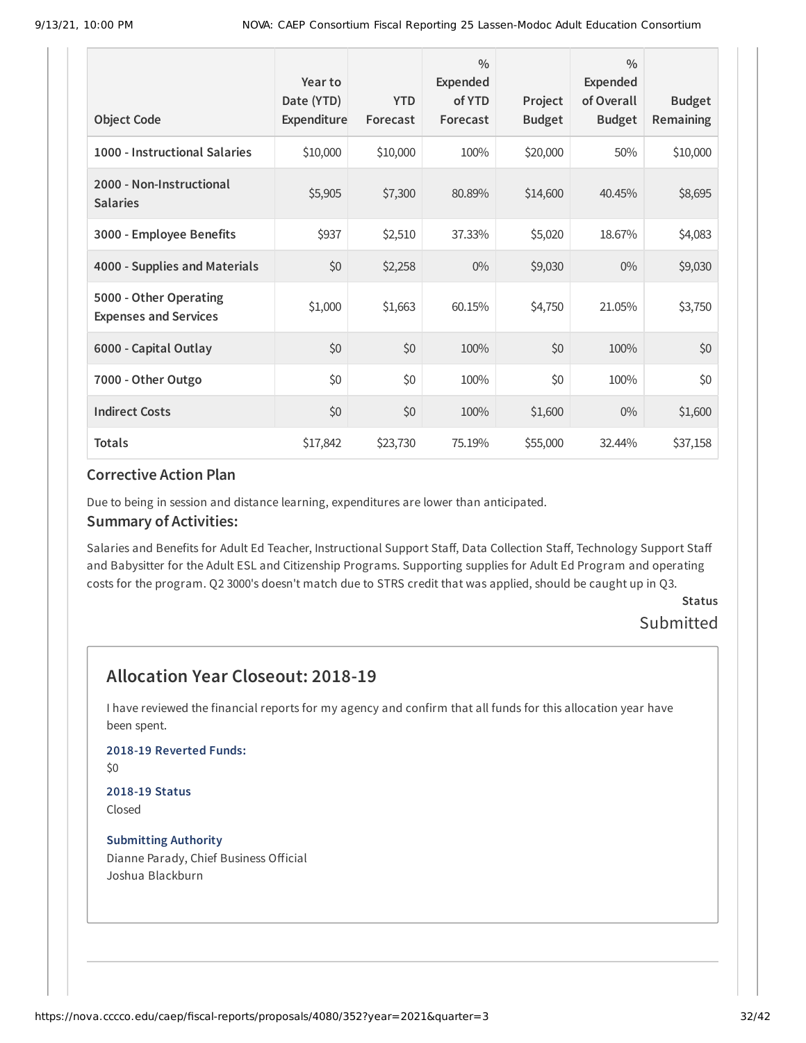| Object Code | Year to Date (YTD) Expenditure | YTD Forecast | % Expended of YTD Forecast | Project Budget | % Expended of Overall Budget | Budget Remaining |
|---|---|---|---|---|---|---|
| 1000 - Instructional Salaries | $10,000 | $10,000 | 100% | $20,000 | 50% | $10,000 |
| 2000 - Non-Instructional Salaries | $5,905 | $7,300 | 80.89% | $14,600 | 40.45% | $8,695 |
| 3000 - Employee Benefits | $937 | $2,510 | 37.33% | $5,020 | 18.67% | $4,083 |
| 4000 - Supplies and Materials | $0 | $2,258 | 0% | $9,030 | 0% | $9,030 |
| 5000 - Other Operating Expenses and Services | $1,000 | $1,663 | 60.15% | $4,750 | 21.05% | $3,750 |
| 6000 - Capital Outlay | $0 | $0 | 100% | $0 | 100% | $0 |
| 7000 - Other Outgo | $0 | $0 | 100% | $0 | 100% | $0 |
| Indirect Costs | $0 | $0 | 100% | $1,600 | 0% | $1,600 |
| Totals | $17,842 | $23,730 | 75.19% | $55,000 | 32.44% | $37,158 |

### Corrective Action Plan

Due to being in session and distance learning, expenditures are lower than anticipated.

### Summary of Activities:

Salaries and Benefits for Adult Ed Teacher, Instructional Support Staff, Data Collection Staff, Technology Support Staff and Babysitter for the Adult ESL and Citizenship Programs. Supporting supplies for Adult Ed Program and operating costs for the program. Q2 3000's doesn't match due to STRS credit that was applied, should be caught up in Q3.

**Status**

Submitted

## Allocation Year Closeout: 2018-19

I have reviewed the financial reports for my agency and confirm that all funds for this allocation year have been spent.

**2018-19 Reverted Funds:**

$0

**2018-19 Status**

Closed

**Submitting Authority**

Dianne Parady, Chief Business Official
Joshua Blackburn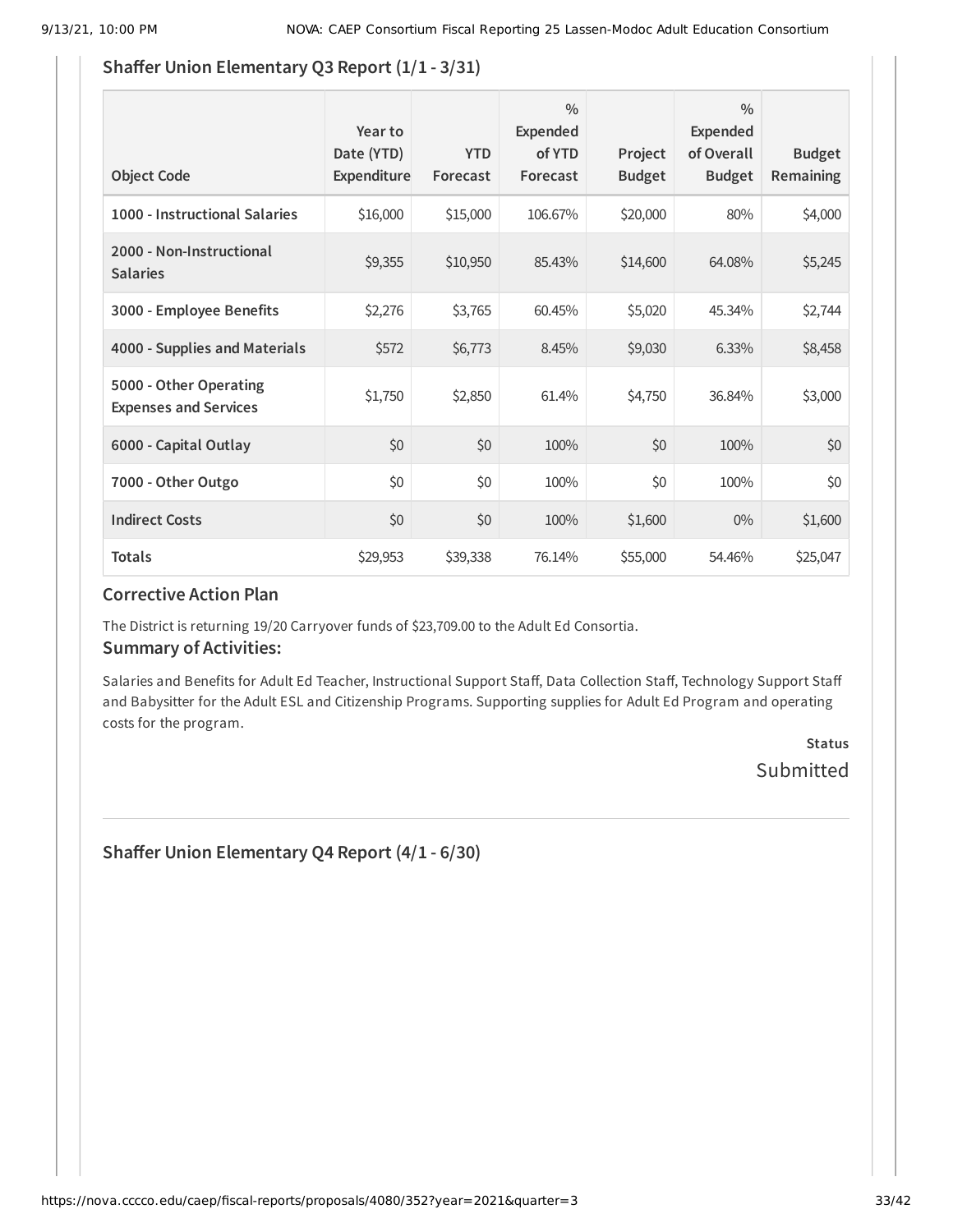## Shaffer Union Elementary Q3 Report (1/1 - 3/31)

| Object Code | Year to Date (YTD) Expenditure | YTD Forecast | % Expended of YTD Forecast | Project Budget | % Expended of Overall Budget | Budget Remaining |
|---|---|---|---|---|---|---|
| 1000 - Instructional Salaries | $16,000 | $15,000 | 106.67% | $20,000 | 80% | $4,000 |
| 2000 - Non-Instructional Salaries | $9,355 | $10,950 | 85.43% | $14,600 | 64.08% | $5,245 |
| 3000 - Employee Benefits | $2,276 | $3,765 | 60.45% | $5,020 | 45.34% | $2,744 |
| 4000 - Supplies and Materials | $572 | $6,773 | 8.45% | $9,030 | 6.33% | $8,458 |
| 5000 - Other Operating Expenses and Services | $1,750 | $2,850 | 61.4% | $4,750 | 36.84% | $3,000 |
| 6000 - Capital Outlay | $0 | $0 | 100% | $0 | 100% | $0 |
| 7000 - Other Outgo | $0 | $0 | 100% | $0 | 100% | $0 |
| Indirect Costs | $0 | $0 | 100% | $1,600 | 0% | $1,600 |
| Totals | $29,953 | $39,338 | 76.14% | $55,000 | 54.46% | $25,047 |

### Corrective Action Plan

The District is returning 19/20 Carryover funds of $23,709.00 to the Adult Ed Consortia.

### Summary of Activities:

Salaries and Benefits for Adult Ed Teacher, Instructional Support Staff, Data Collection Staff, Technology Support Staff and Babysitter for the Adult ESL and Citizenship Programs. Supporting supplies for Adult Ed Program and operating costs for the program.

**Status**

Submitted

---

## Shaffer Union Elementary Q4 Report (4/1 - 6/30)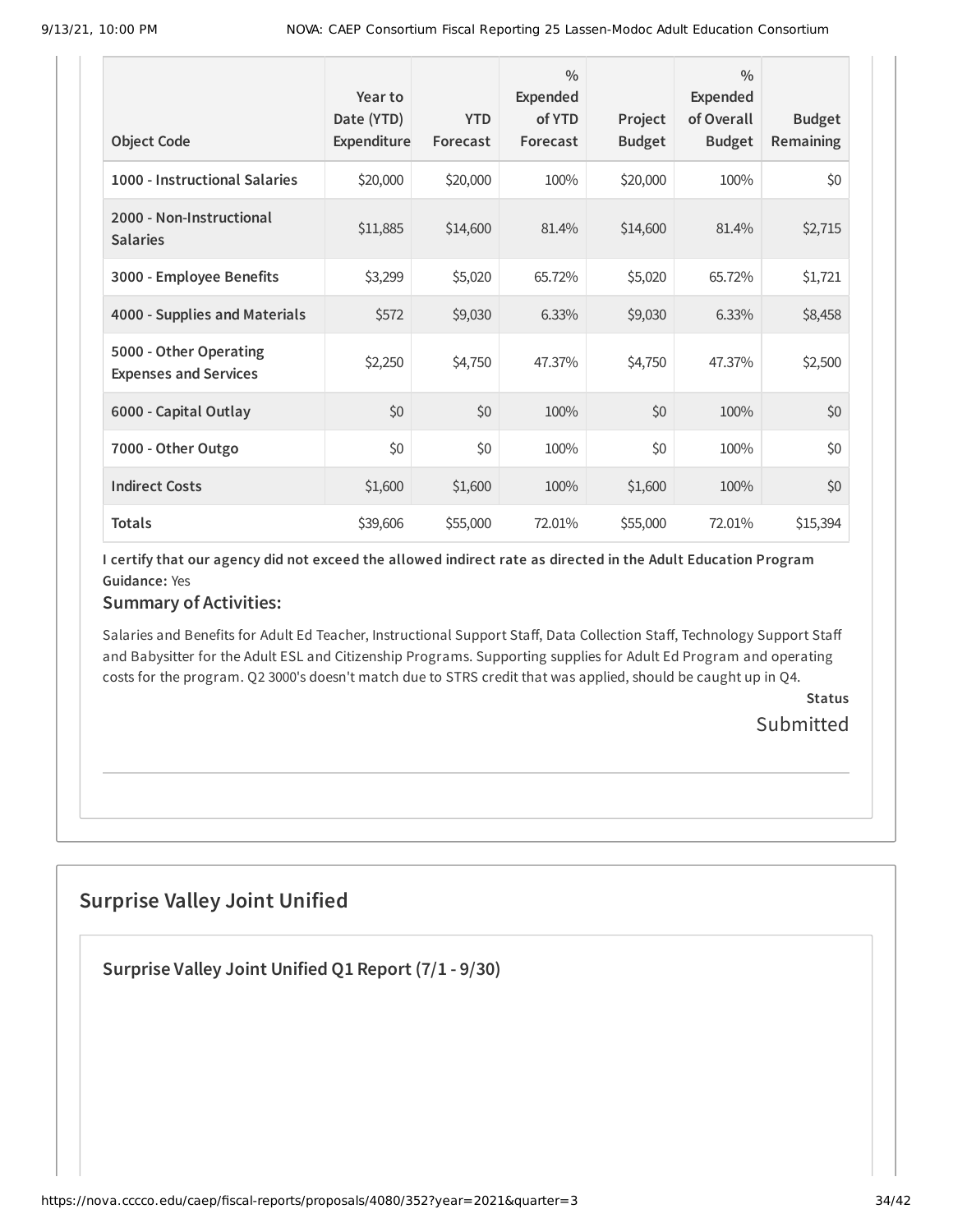| Object Code | Year to Date (YTD) Expenditure | YTD Forecast | % Expended of YTD Forecast | Project Budget | % Expended of Overall Budget | Budget Remaining |
|---|---|---|---|---|---|---|
| 1000 - Instructional Salaries | $20,000 | $20,000 | 100% | $20,000 | 100% | $0 |
| 2000 - Non-Instructional Salaries | $11,885 | $14,600 | 81.4% | $14,600 | 81.4% | $2,715 |
| 3000 - Employee Benefits | $3,299 | $5,020 | 65.72% | $5,020 | 65.72% | $1,721 |
| 4000 - Supplies and Materials | $572 | $9,030 | 6.33% | $9,030 | 6.33% | $8,458 |
| 5000 - Other Operating Expenses and Services | $2,250 | $4,750 | 47.37% | $4,750 | 47.37% | $2,500 |
| 6000 - Capital Outlay | $0 | $0 | 100% | $0 | 100% | $0 |
| 7000 - Other Outgo | $0 | $0 | 100% | $0 | 100% | $0 |
| Indirect Costs | $1,600 | $1,600 | 100% | $1,600 | 100% | $0 |
| Totals | $39,606 | $55,000 | 72.01% | $55,000 | 72.01% | $15,394 |

**I certify that our agency did not exceed the allowed indirect rate as directed in the Adult Education Program Guidance:** Yes

### Summary of Activities:

Salaries and Benefits for Adult Ed Teacher, Instructional Support Staff, Data Collection Staff, Technology Support Staff and Babysitter for the Adult ESL and Citizenship Programs. Supporting supplies for Adult Ed Program and operating costs for the program. Q2 3000's doesn't match due to STRS credit that was applied, should be caught up in Q4.

**Status**

Submitted

## Surprise Valley Joint Unified

### Surprise Valley Joint Unified Q1 Report (7/1 - 9/30)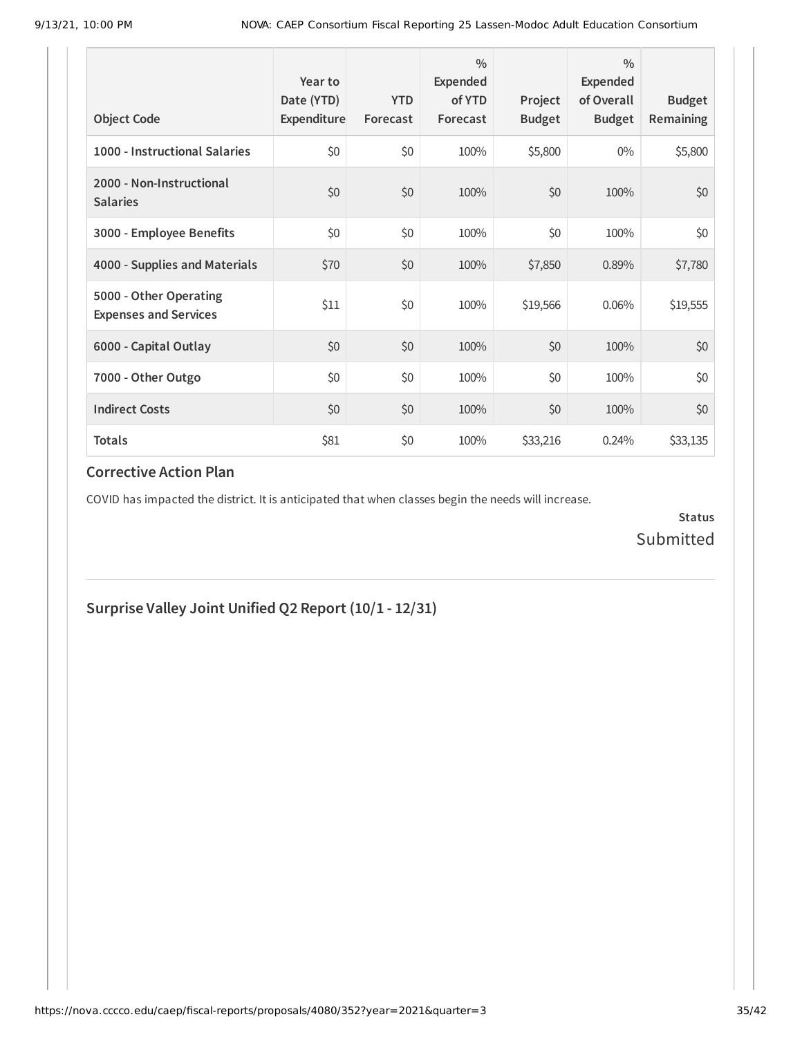| Object Code | Year to Date (YTD) Expenditure | YTD Forecast | % Expended of YTD Forecast | Project Budget | % Expended of Overall Budget | Budget Remaining |
|---|---|---|---|---|---|---|
| **1000 - Instructional Salaries** | $0 | $0 | 100% | $5,800 | 0% | $5,800 |
| **2000 - Non-Instructional Salaries** | $0 | $0 | 100% | $0 | 100% | $0 |
| **3000 - Employee Benefits** | $0 | $0 | 100% | $0 | 100% | $0 |
| **4000 - Supplies and Materials** | $70 | $0 | 100% | $7,850 | 0.89% | $7,780 |
| **5000 - Other Operating Expenses and Services** | $11 | $0 | 100% | $19,566 | 0.06% | $19,555 |
| **6000 - Capital Outlay** | $0 | $0 | 100% | $0 | 100% | $0 |
| **7000 - Other Outgo** | $0 | $0 | 100% | $0 | 100% | $0 |
| **Indirect Costs** | $0 | $0 | 100% | $0 | 100% | $0 |
| **Totals** | $81 | $0 | 100% | $33,216 | 0.24% | $33,135 |

### Corrective Action Plan

COVID has impacted the district. It is anticipated that when classes begin the needs will increase.

**Status**
Submitted

## Surprise Valley Joint Unified Q2 Report (10/1 - 12/31)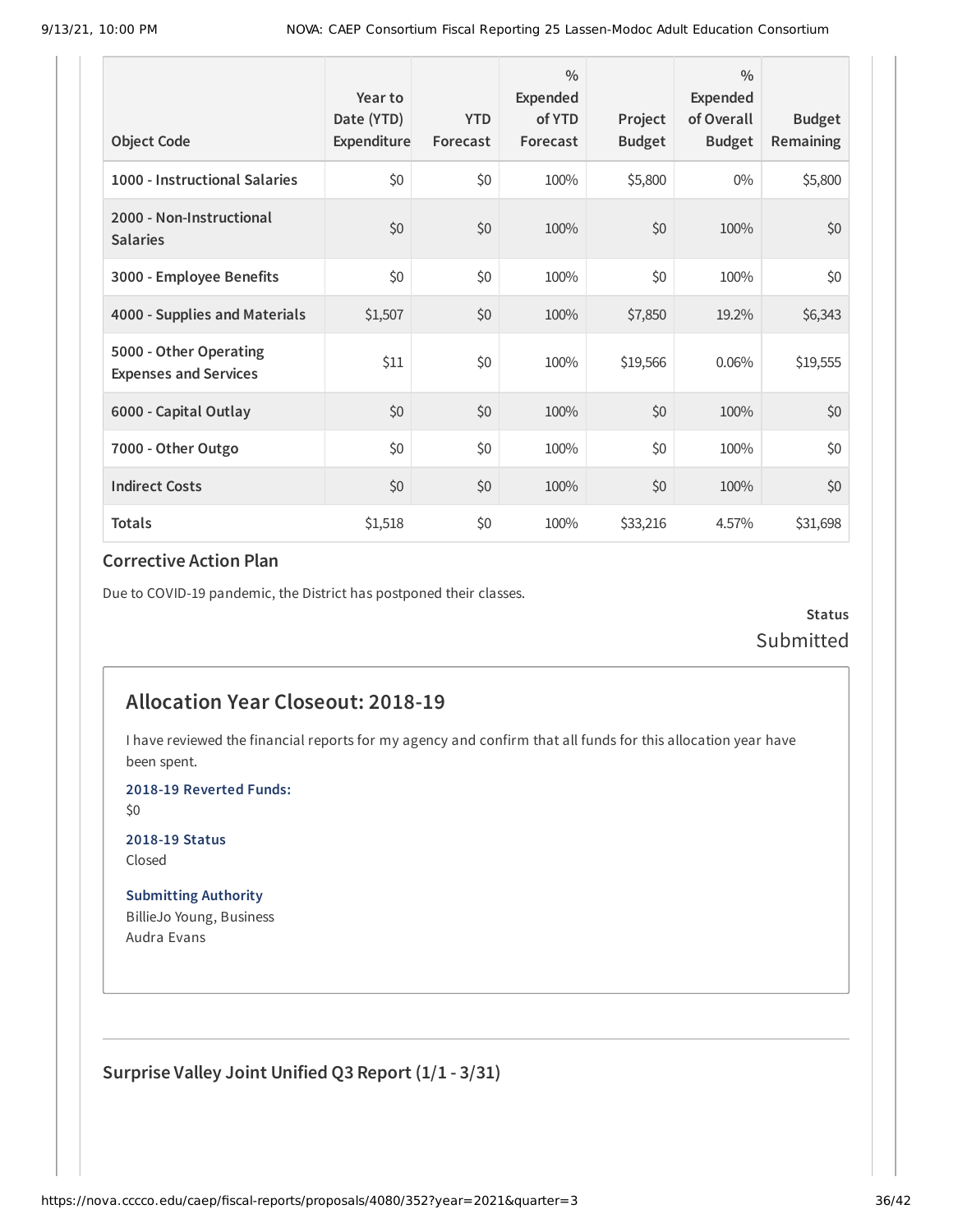| Object Code | Year to Date (YTD) Expenditure | YTD Forecast | % Expended of YTD Forecast | Project Budget | % Expended of Overall Budget | Budget Remaining |
|---|---|---|---|---|---|---|
| 1000 - Instructional Salaries | $0 | $0 | 100% | $5,800 | 0% | $5,800 |
| 2000 - Non-Instructional Salaries | $0 | $0 | 100% | $0 | 100% | $0 |
| 3000 - Employee Benefits | $0 | $0 | 100% | $0 | 100% | $0 |
| 4000 - Supplies and Materials | $1,507 | $0 | 100% | $7,850 | 19.2% | $6,343 |
| 5000 - Other Operating Expenses and Services | $11 | $0 | 100% | $19,566 | 0.06% | $19,555 |
| 6000 - Capital Outlay | $0 | $0 | 100% | $0 | 100% | $0 |
| 7000 - Other Outgo | $0 | $0 | 100% | $0 | 100% | $0 |
| Indirect Costs | $0 | $0 | 100% | $0 | 100% | $0 |
| Totals | $1,518 | $0 | 100% | $33,216 | 4.57% | $31,698 |

### Corrective Action Plan

Due to COVID-19 pandemic, the District has postponed their classes.

**Status**
Submitted

## Allocation Year Closeout: 2018-19

I have reviewed the financial reports for my agency and confirm that all funds for this allocation year have been spent.

**2018-19 Reverted Funds:**
$0

**2018-19 Status**
Closed

**Submitting Authority**
BillieJo Young, Business
Audra Evans

### Surprise Valley Joint Unified Q3 Report (1/1 - 3/31)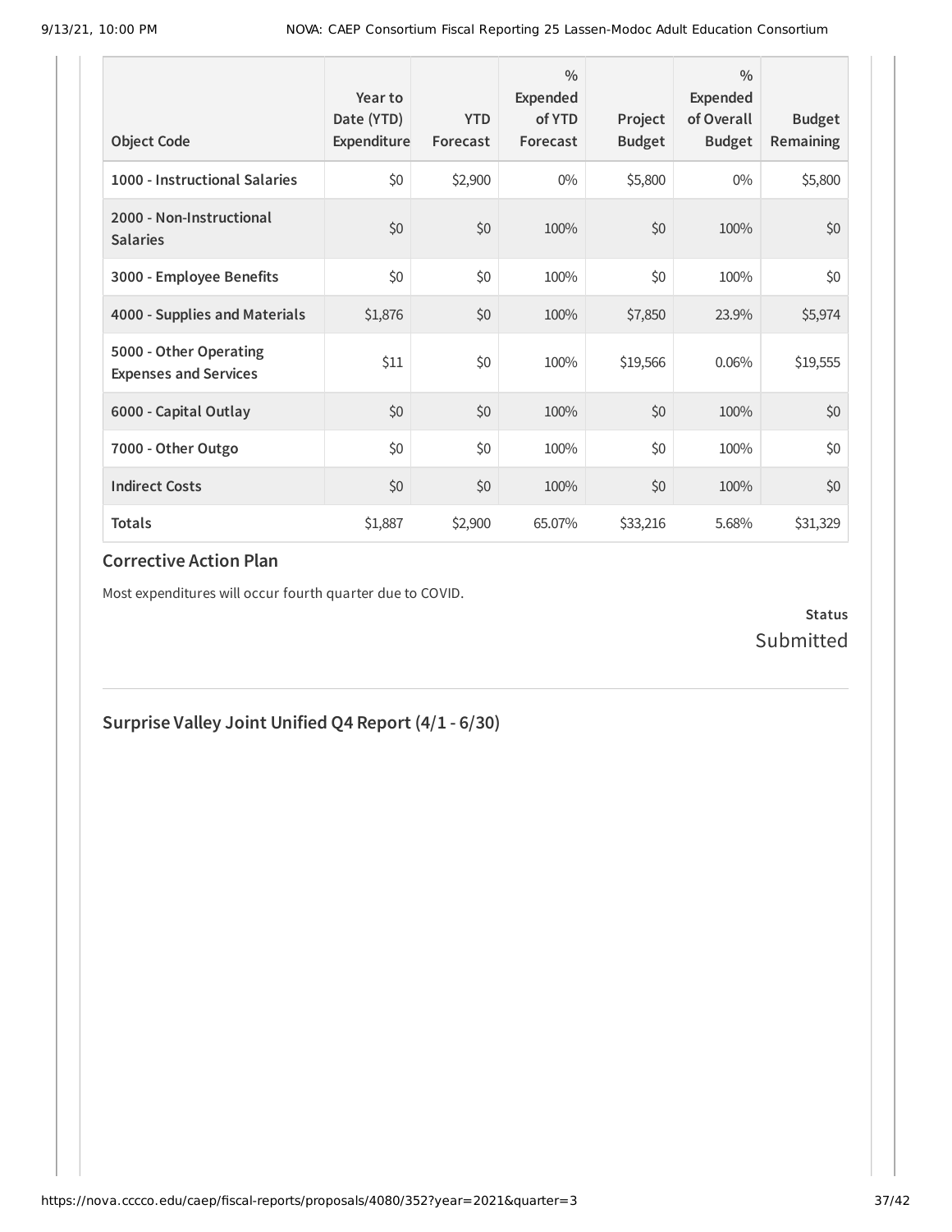| Object Code | Year to Date (YTD) Expenditure | YTD Forecast | % Expended of YTD Forecast | Project Budget | % Expended of Overall Budget | Budget Remaining |
|---|---|---|---|---|---|---|
| **1000 - Instructional Salaries** | $0 | $2,900 | 0% | $5,800 | 0% | $5,800 |
| **2000 - Non-Instructional Salaries** | $0 | $0 | 100% | $0 | 100% | $0 |
| **3000 - Employee Benefits** | $0 | $0 | 100% | $0 | 100% | $0 |
| **4000 - Supplies and Materials** | $1,876 | $0 | 100% | $7,850 | 23.9% | $5,974 |
| **5000 - Other Operating Expenses and Services** | $11 | $0 | 100% | $19,566 | 0.06% | $19,555 |
| **6000 - Capital Outlay** | $0 | $0 | 100% | $0 | 100% | $0 |
| **7000 - Other Outgo** | $0 | $0 | 100% | $0 | 100% | $0 |
| **Indirect Costs** | $0 | $0 | 100% | $0 | 100% | $0 |
| **Totals** | $1,887 | $2,900 | 65.07% | $33,216 | 5.68% | $31,329 |

### Corrective Action Plan

Most expenditures will occur fourth quarter due to COVID.

**Status**
Submitted

---

## Surprise Valley Joint Unified Q4 Report (4/1 - 6/30)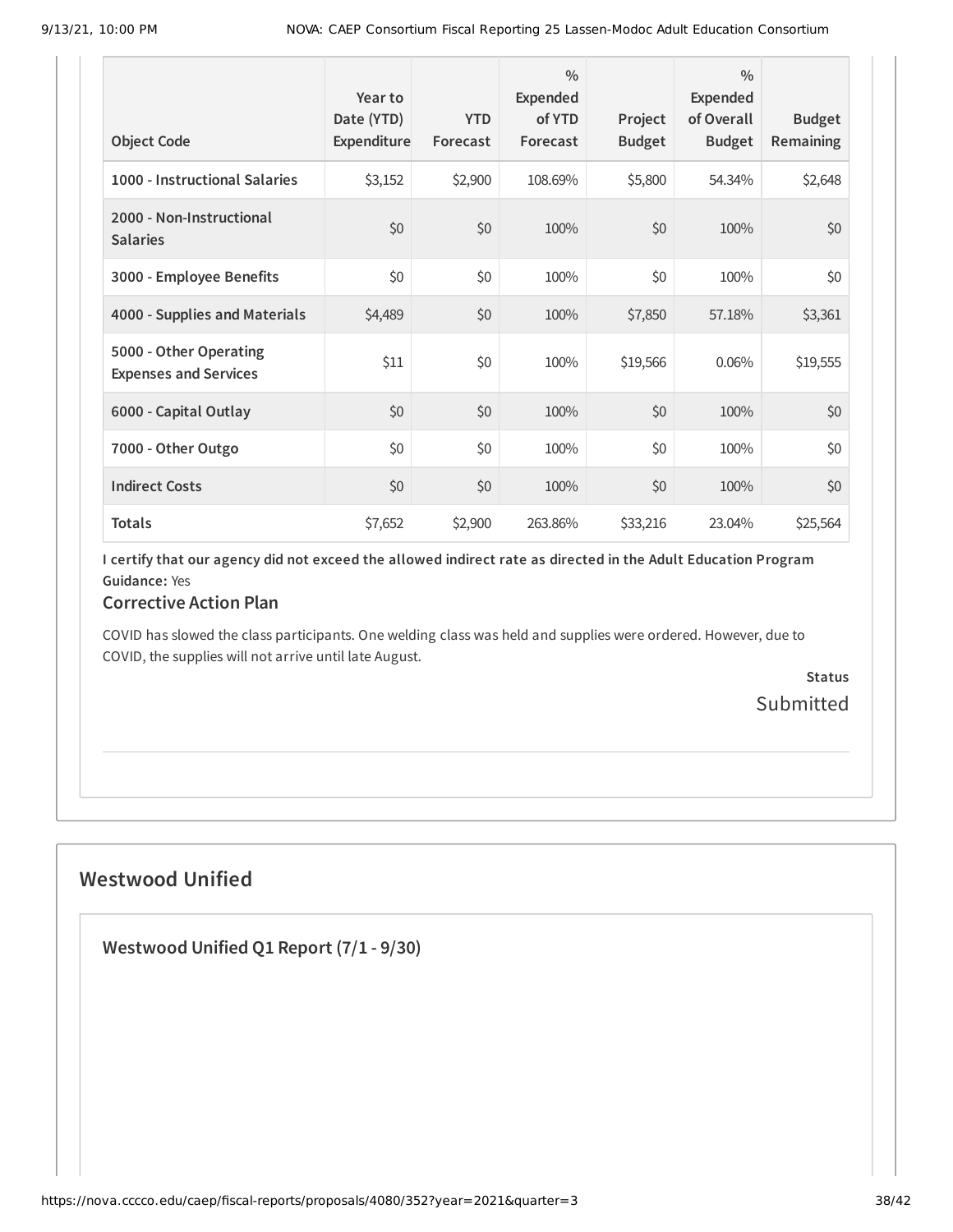| Object Code | Year to Date (YTD) Expenditure | YTD Forecast | % Expended of YTD Forecast | Project Budget | % Expended of Overall Budget | Budget Remaining |
|---|---|---|---|---|---|---|
| 1000 - Instructional Salaries | $3,152 | $2,900 | 108.69% | $5,800 | 54.34% | $2,648 |
| 2000 - Non-Instructional Salaries | $0 | $0 | 100% | $0 | 100% | $0 |
| 3000 - Employee Benefits | $0 | $0 | 100% | $0 | 100% | $0 |
| 4000 - Supplies and Materials | $4,489 | $0 | 100% | $7,850 | 57.18% | $3,361 |
| 5000 - Other Operating Expenses and Services | $11 | $0 | 100% | $19,566 | 0.06% | $19,555 |
| 6000 - Capital Outlay | $0 | $0 | 100% | $0 | 100% | $0 |
| 7000 - Other Outgo | $0 | $0 | 100% | $0 | 100% | $0 |
| Indirect Costs | $0 | $0 | 100% | $0 | 100% | $0 |
| Totals | $7,652 | $2,900 | 263.86% | $33,216 | 23.04% | $25,564 |

**I certify that our agency did not exceed the allowed indirect rate as directed in the Adult Education Program Guidance:** Yes

### Corrective Action Plan

COVID has slowed the class participants. One welding class was held and supplies were ordered. However, due to COVID, the supplies will not arrive until late August.

**Status**

Submitted

## Westwood Unified

### Westwood Unified Q1 Report (7/1 - 9/30)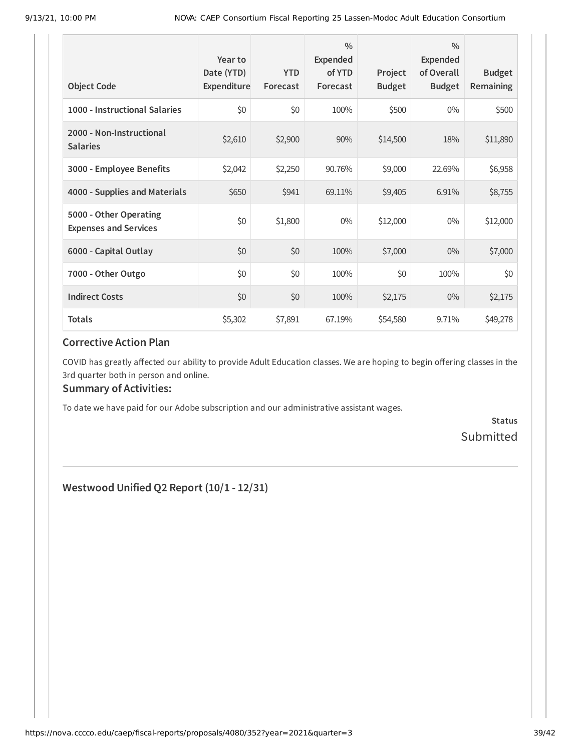| Object Code | Year to Date (YTD) Expenditure | YTD Forecast | % Expended of YTD Forecast | Project Budget | % Expended of Overall Budget | Budget Remaining |
|---|---|---|---|---|---|---|
| 1000 - Instructional Salaries | $0 | $0 | 100% | $500 | 0% | $500 |
| 2000 - Non-Instructional Salaries | $2,610 | $2,900 | 90% | $14,500 | 18% | $11,890 |
| 3000 - Employee Benefits | $2,042 | $2,250 | 90.76% | $9,000 | 22.69% | $6,958 |
| 4000 - Supplies and Materials | $650 | $941 | 69.11% | $9,405 | 6.91% | $8,755 |
| 5000 - Other Operating Expenses and Services | $0 | $1,800 | 0% | $12,000 | 0% | $12,000 |
| 6000 - Capital Outlay | $0 | $0 | 100% | $7,000 | 0% | $7,000 |
| 7000 - Other Outgo | $0 | $0 | 100% | $0 | 100% | $0 |
| Indirect Costs | $0 | $0 | 100% | $2,175 | 0% | $2,175 |
| Totals | $5,302 | $7,891 | 67.19% | $54,580 | 9.71% | $49,278 |

### Corrective Action Plan

COVID has greatly affected our ability to provide Adult Education classes. We are hoping to begin offering classes in the 3rd quarter both in person and online.

### Summary of Activities:

To date we have paid for our Adobe subscription and our administrative assistant wages.

**Status**

Submitted

---

## Westwood Unified Q2 Report (10/1 - 12/31)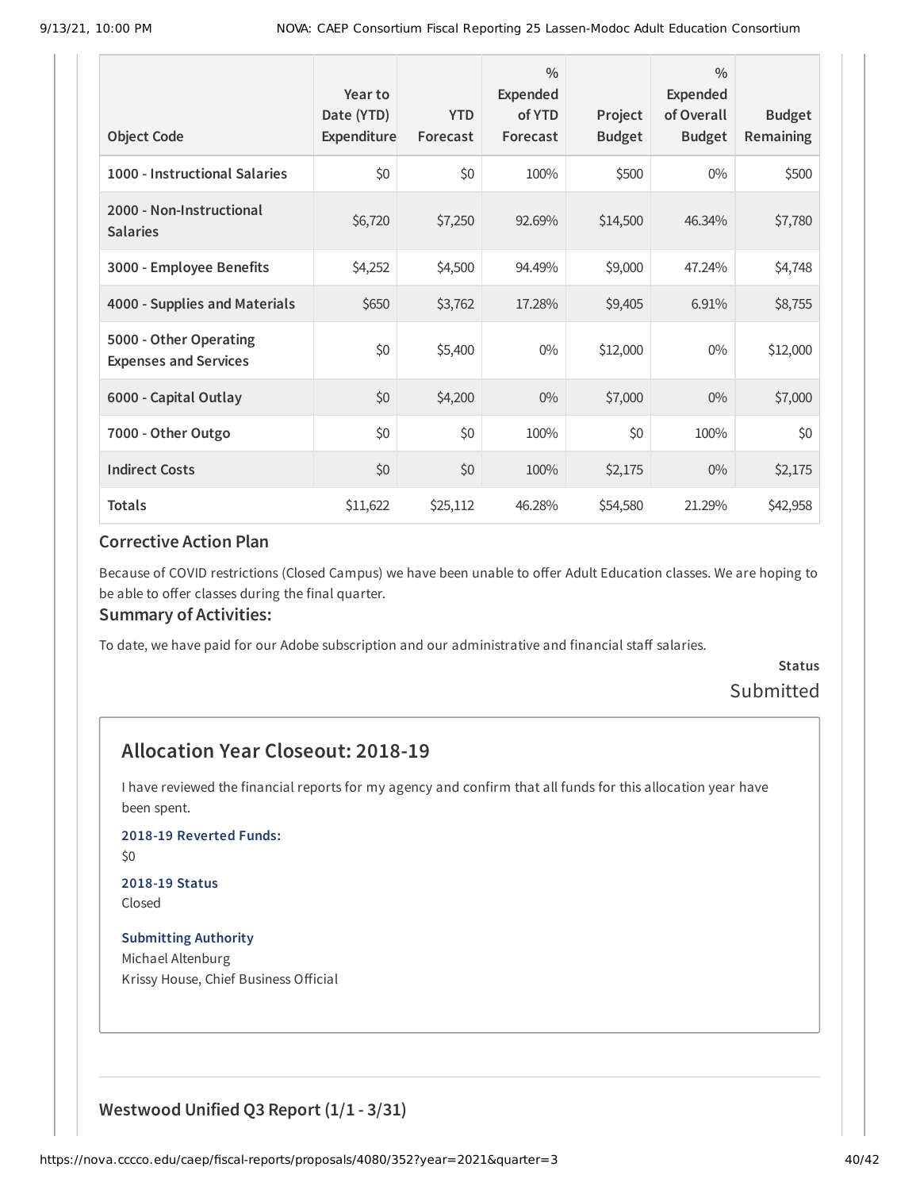| Object Code | Year to Date (YTD) Expenditure | YTD Forecast | % Expended of YTD Forecast | Project Budget | % Expended of Overall Budget | Budget Remaining |
|---|---|---|---|---|---|---|
| 1000 - Instructional Salaries | $0 | $0 | 100% | $500 | 0% | $500 |
| 2000 - Non-Instructional Salaries | $6,720 | $7,250 | 92.69% | $14,500 | 46.34% | $7,780 |
| 3000 - Employee Benefits | $4,252 | $4,500 | 94.49% | $9,000 | 47.24% | $4,748 |
| 4000 - Supplies and Materials | $650 | $3,762 | 17.28% | $9,405 | 6.91% | $8,755 |
| 5000 - Other Operating Expenses and Services | $0 | $5,400 | 0% | $12,000 | 0% | $12,000 |
| 6000 - Capital Outlay | $0 | $4,200 | 0% | $7,000 | 0% | $7,000 |
| 7000 - Other Outgo | $0 | $0 | 100% | $0 | 100% | $0 |
| Indirect Costs | $0 | $0 | 100% | $2,175 | 0% | $2,175 |
| Totals | $11,622 | $25,112 | 46.28% | $54,580 | 21.29% | $42,958 |

### Corrective Action Plan

Because of COVID restrictions (Closed Campus) we have been unable to offer Adult Education classes. We are hoping to be able to offer classes during the final quarter.

### Summary of Activities:

To date, we have paid for our Adobe subscription and our administrative and financial staff salaries.

**Status**

Submitted

## Allocation Year Closeout: 2018-19

I have reviewed the financial reports for my agency and confirm that all funds for this allocation year have been spent.

**2018-19 Reverted Funds:**

$0

**2018-19 Status**

Closed

**Submitting Authority**

Michael Altenburg

Krissy House, Chief Business Official

### Westwood Unified Q3 Report (1/1 - 3/31)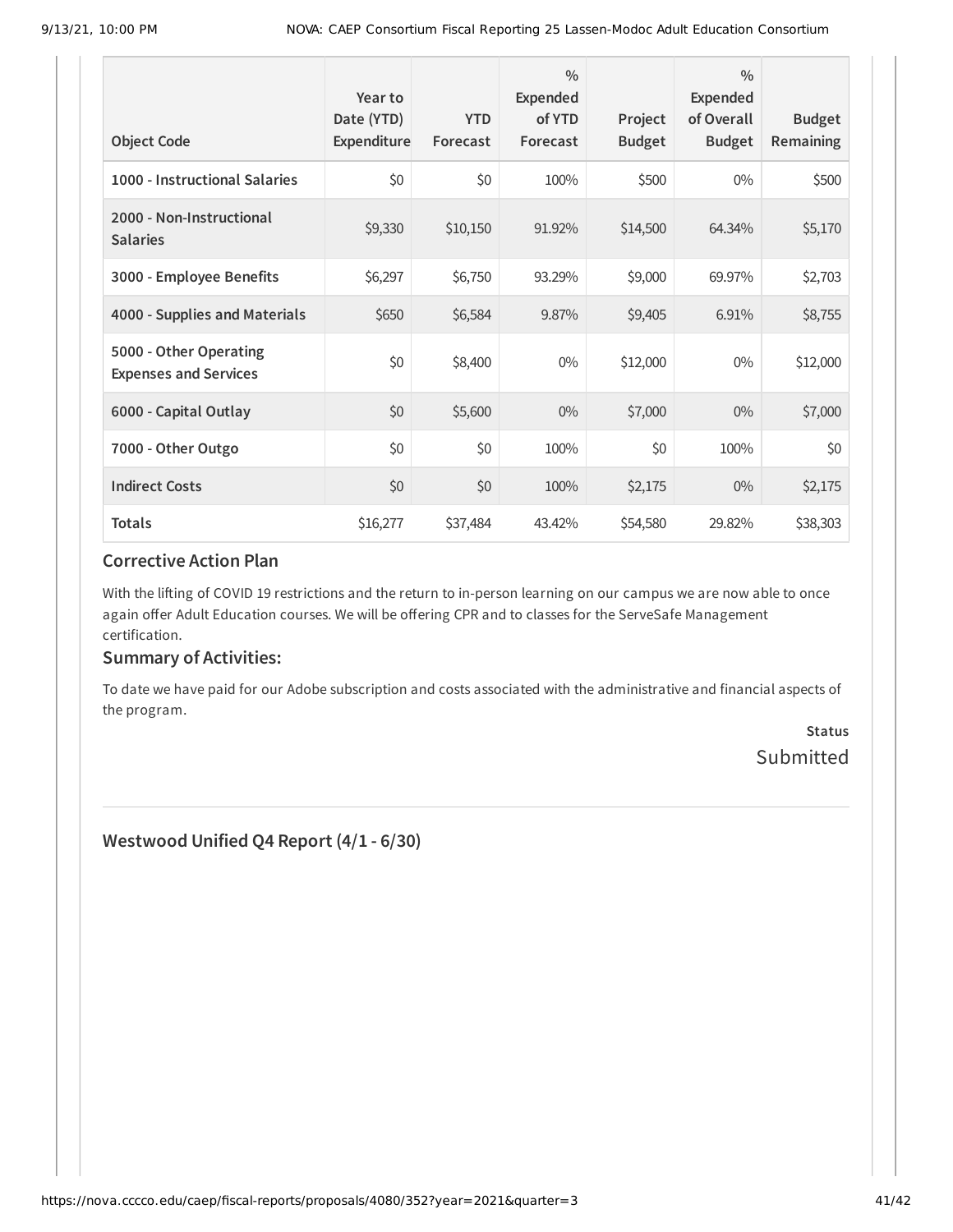| Object Code | Year to Date (YTD) Expenditure | YTD Forecast | % Expended of YTD Forecast | Project Budget | % Expended of Overall Budget | Budget Remaining |
| --- | --- | --- | --- | --- | --- | --- |
| 1000 - Instructional Salaries | $0 | $0 | 100% | $500 | 0% | $500 |
| 2000 - Non-Instructional Salaries | $9,330 | $10,150 | 91.92% | $14,500 | 64.34% | $5,170 |
| 3000 - Employee Benefits | $6,297 | $6,750 | 93.29% | $9,000 | 69.97% | $2,703 |
| 4000 - Supplies and Materials | $650 | $6,584 | 9.87% | $9,405 | 6.91% | $8,755 |
| 5000 - Other Operating Expenses and Services | $0 | $8,400 | 0% | $12,000 | 0% | $12,000 |
| 6000 - Capital Outlay | $0 | $5,600 | 0% | $7,000 | 0% | $7,000 |
| 7000 - Other Outgo | $0 | $0 | 100% | $0 | 100% | $0 |
| Indirect Costs | $0 | $0 | 100% | $2,175 | 0% | $2,175 |
| **Totals** | $16,277 | $37,484 | 43.42% | $54,580 | 29.82% | $38,303 |

## Corrective Action Plan

With the lifting of COVID 19 restrictions and the return to in-person learning on our campus we are now able to once again offer Adult Education courses. We will be offering CPR and to classes for the ServeSafe Management certification.

## Summary of Activities:

To date we have paid for our Adobe subscription and costs associated with the administrative and financial aspects of the program.

**Status**

Submitted

## Westwood Unified Q4 Report (4/1 - 6/30)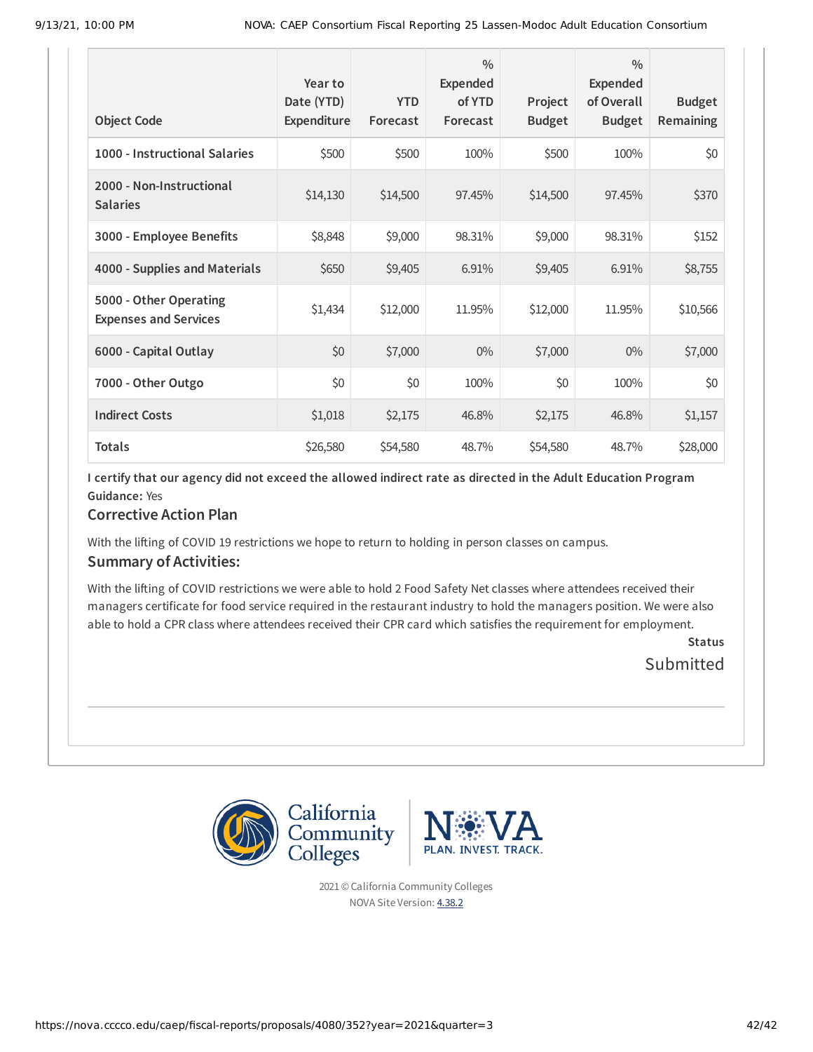| Object Code | Year to Date (YTD) Expenditure | YTD Forecast | % Expended of YTD Forecast | Project Budget | % Expended of Overall Budget | Budget Remaining |
|---|---|---|---|---|---|---|
| 1000 - Instructional Salaries | $500 | $500 | 100% | $500 | 100% | $0 |
| 2000 - Non-Instructional Salaries | $14,130 | $14,500 | 97.45% | $14,500 | 97.45% | $370 |
| 3000 - Employee Benefits | $8,848 | $9,000 | 98.31% | $9,000 | 98.31% | $152 |
| 4000 - Supplies and Materials | $650 | $9,405 | 6.91% | $9,405 | 6.91% | $8,755 |
| 5000 - Other Operating Expenses and Services | $1,434 | $12,000 | 11.95% | $12,000 | 11.95% | $10,566 |
| 6000 - Capital Outlay | $0 | $7,000 | 0% | $7,000 | 0% | $7,000 |
| 7000 - Other Outgo | $0 | $0 | 100% | $0 | 100% | $0 |
| Indirect Costs | $1,018 | $2,175 | 46.8% | $2,175 | 46.8% | $1,157 |
| Totals | $26,580 | $54,580 | 48.7% | $54,580 | 48.7% | $28,000 |

**I certify that our agency did not exceed the allowed indirect rate as directed in the Adult Education Program Guidance:** Yes

## Corrective Action Plan

With the lifting of COVID 19 restrictions we hope to return to holding in person classes on campus.

## Summary of Activities:

With the lifting of COVID restrictions we were able to hold 2 Food Safety Net classes where attendees received their managers certificate for food service required in the restaurant industry to hold the managers position. We were also able to hold a CPR class where attendees received their CPR card which satisfies the requirement for employment.

**Status**

Submitted

2021 © California Community Colleges

NOVA Site Version: 4.38.2